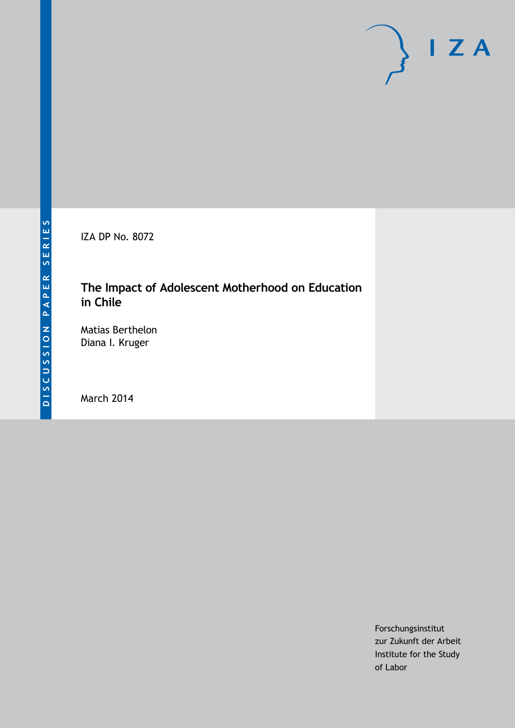DISCUSSION PAPER SERIES

IZA DP No. 8072

# The Impact of Adolescent Motherhood on Education in Chile

Matias Berthelon
Diana I. Kruger

March 2014

Forschungsinstitut
zur Zukunft der Arbeit
Institute for the Study
of Labor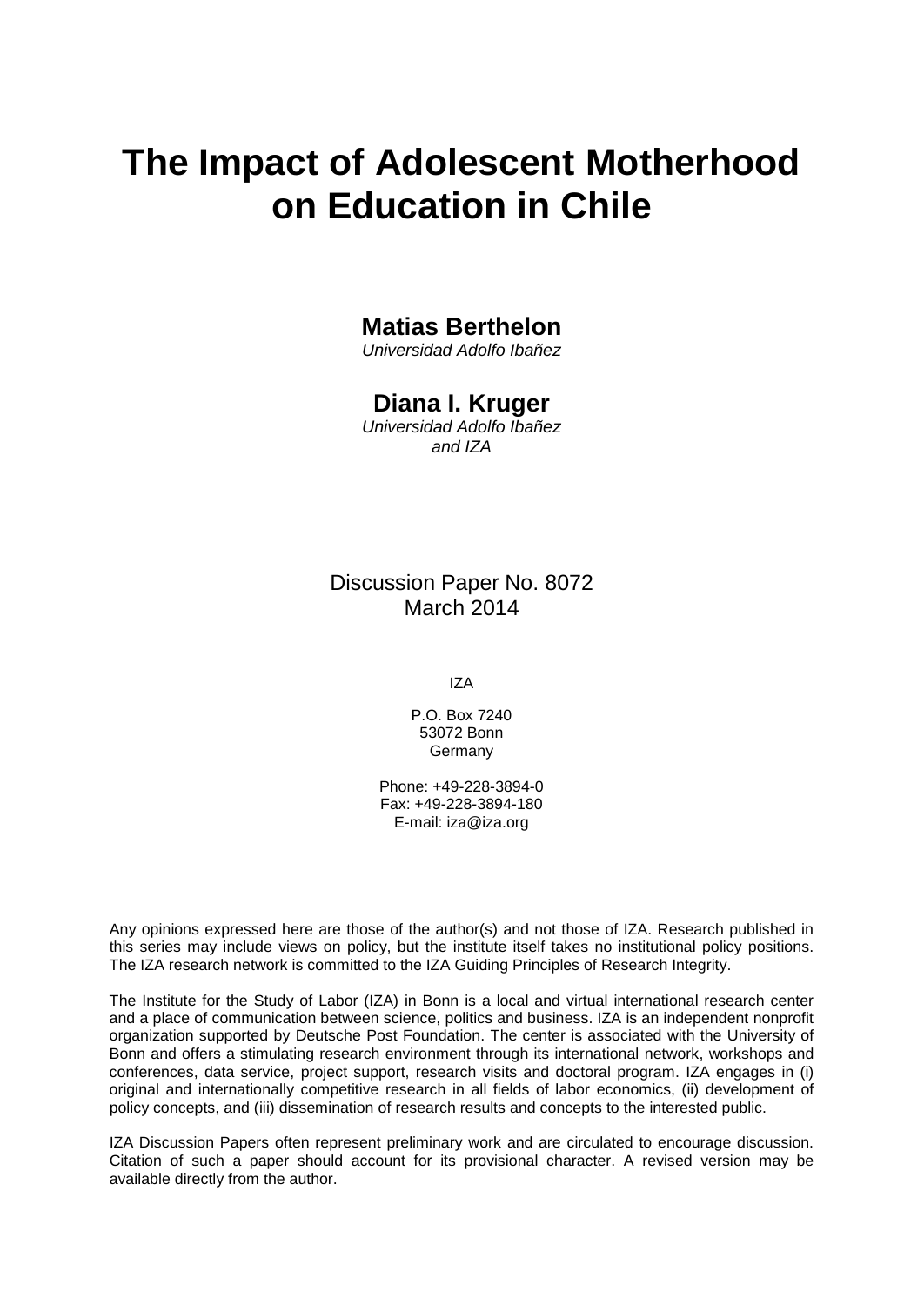# The Impact of Adolescent Motherhood on Education in Chile

**Matias Berthelon**
*Universidad Adolfo Ibañez*

**Diana I. Kruger**
*Universidad Adolfo Ibañez and IZA*

Discussion Paper No. 8072
March 2014

IZA

P.O. Box 7240
53072 Bonn
Germany

Phone: +49-228-3894-0
Fax: +49-228-3894-180
E-mail: iza@iza.org

Any opinions expressed here are those of the author(s) and not those of IZA. Research published in this series may include views on policy, but the institute itself takes no institutional policy positions. The IZA research network is committed to the IZA Guiding Principles of Research Integrity.

The Institute for the Study of Labor (IZA) in Bonn is a local and virtual international research center and a place of communication between science, politics and business. IZA is an independent nonprofit organization supported by Deutsche Post Foundation. The center is associated with the University of Bonn and offers a stimulating research environment through its international network, workshops and conferences, data service, project support, research visits and doctoral program. IZA engages in (i) original and internationally competitive research in all fields of labor economics, (ii) development of policy concepts, and (iii) dissemination of research results and concepts to the interested public.

IZA Discussion Papers often represent preliminary work and are circulated to encourage discussion. Citation of such a paper should account for its provisional character. A revised version may be available directly from the author.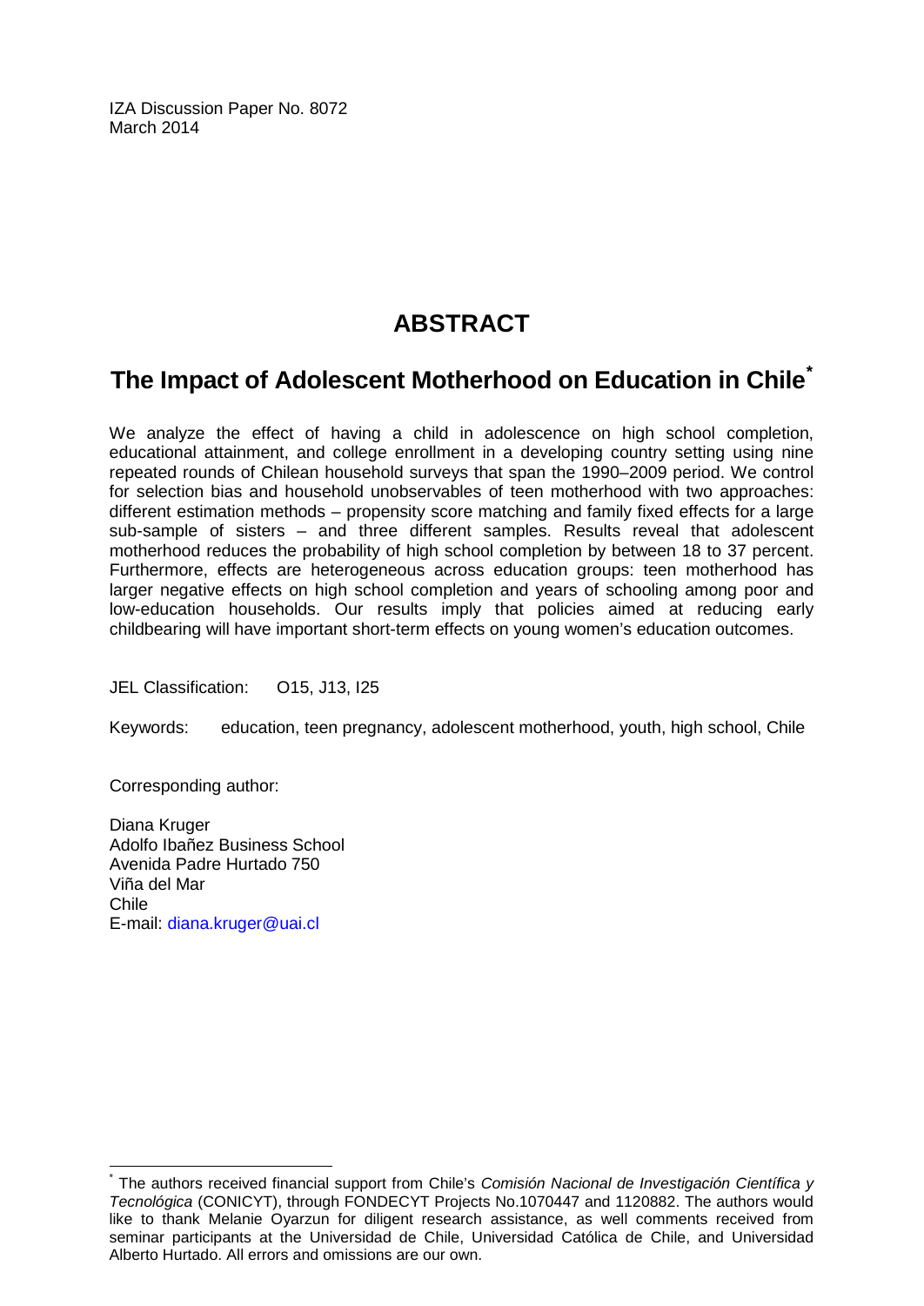IZA Discussion Paper No. 8072
March 2014

# ABSTRACT

## The Impact of Adolescent Motherhood on Education in Chile[*]

We analyze the effect of having a child in adolescence on high school completion, educational attainment, and college enrollment in a developing country setting using nine repeated rounds of Chilean household surveys that span the 1990–2009 period. We control for selection bias and household unobservables of teen motherhood with two approaches: different estimation methods – propensity score matching and family fixed effects for a large sub-sample of sisters – and three different samples. Results reveal that adolescent motherhood reduces the probability of high school completion by between 18 to 37 percent. Furthermore, effects are heterogeneous across education groups: teen motherhood has larger negative effects on high school completion and years of schooling among poor and low-education households. Our results imply that policies aimed at reducing early childbearing will have important short-term effects on young women's education outcomes.

JEL Classification: O15, J13, I25

Keywords: education, teen pregnancy, adolescent motherhood, youth, high school, Chile

Corresponding author:

Diana Kruger
Adolfo Ibañez Business School
Avenida Padre Hurtado 750
Viña del Mar
Chile
E-mail: diana.kruger@uai.cl

[*] The authors received financial support from Chile's *Comisión Nacional de Investigación Científica y Tecnológica* (CONICYT), through FONDECYT Projects No.1070447 and 1120882. The authors would like to thank Melanie Oyarzun for diligent research assistance, as well comments received from seminar participants at the Universidad de Chile, Universidad Católica de Chile, and Universidad Alberto Hurtado. All errors and omissions are our own.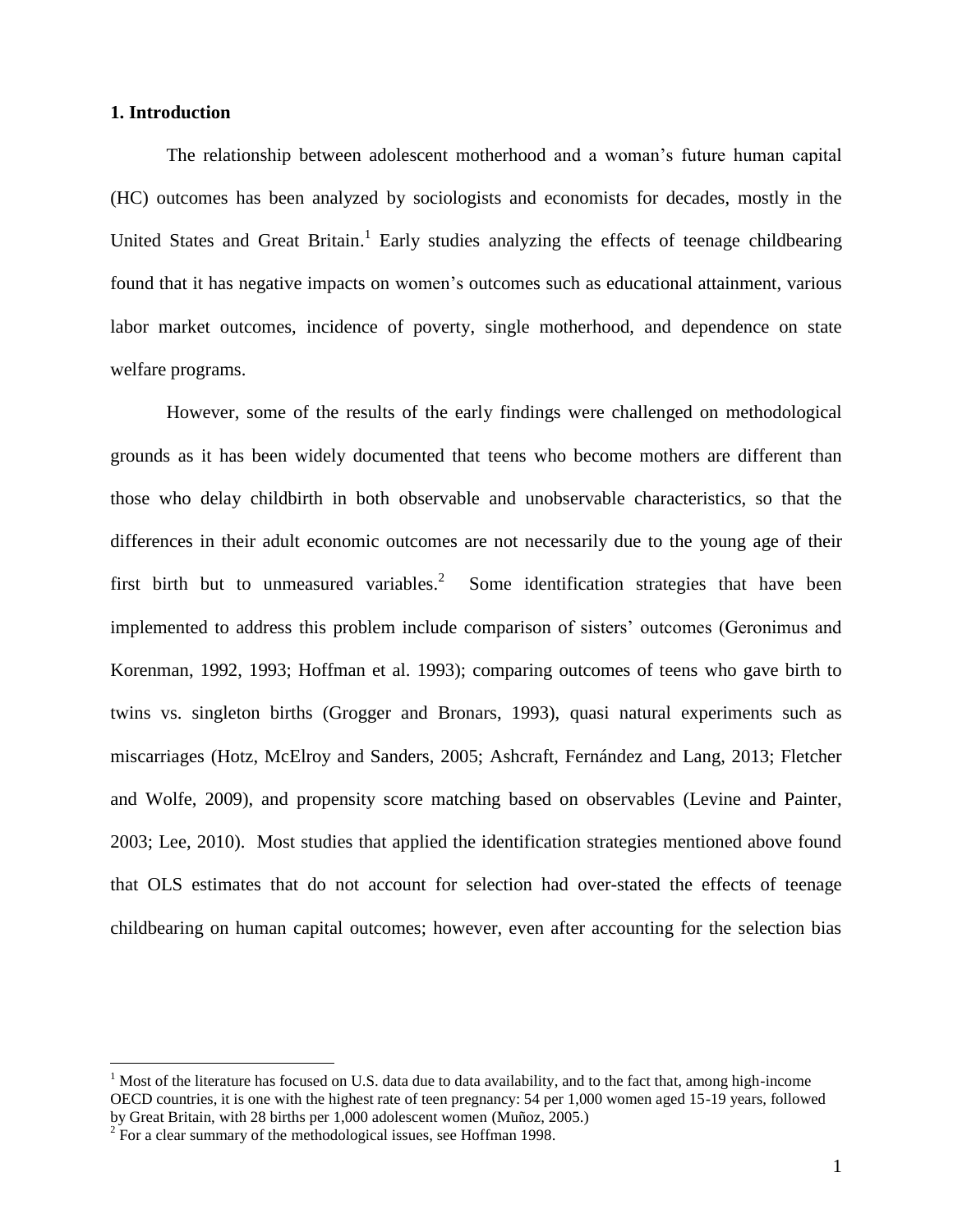## 1. Introduction

The relationship between adolescent motherhood and a woman's future human capital (HC) outcomes has been analyzed by sociologists and economists for decades, mostly in the United States and Great Britain.[1] Early studies analyzing the effects of teenage childbearing found that it has negative impacts on women's outcomes such as educational attainment, various labor market outcomes, incidence of poverty, single motherhood, and dependence on state welfare programs.

However, some of the results of the early findings were challenged on methodological grounds as it has been widely documented that teens who become mothers are different than those who delay childbirth in both observable and unobservable characteristics, so that the differences in their adult economic outcomes are not necessarily due to the young age of their first birth but to unmeasured variables.[2] Some identification strategies that have been implemented to address this problem include comparison of sisters' outcomes (Geronimus and Korenman, 1992, 1993; Hoffman et al. 1993); comparing outcomes of teens who gave birth to twins vs. singleton births (Grogger and Bronars, 1993), quasi natural experiments such as miscarriages (Hotz, McElroy and Sanders, 2005; Ashcraft, Fernández and Lang, 2013; Fletcher and Wolfe, 2009), and propensity score matching based on observables (Levine and Painter, 2003; Lee, 2010). Most studies that applied the identification strategies mentioned above found that OLS estimates that do not account for selection had over-stated the effects of teenage childbearing on human capital outcomes; however, even after accounting for the selection bias

---

[1] Most of the literature has focused on U.S. data due to data availability, and to the fact that, among high-income OECD countries, it is one with the highest rate of teen pregnancy: 54 per 1,000 women aged 15-19 years, followed by Great Britain, with 28 births per 1,000 adolescent women (Muñoz, 2005.)

[2] For a clear summary of the methodological issues, see Hoffman 1998.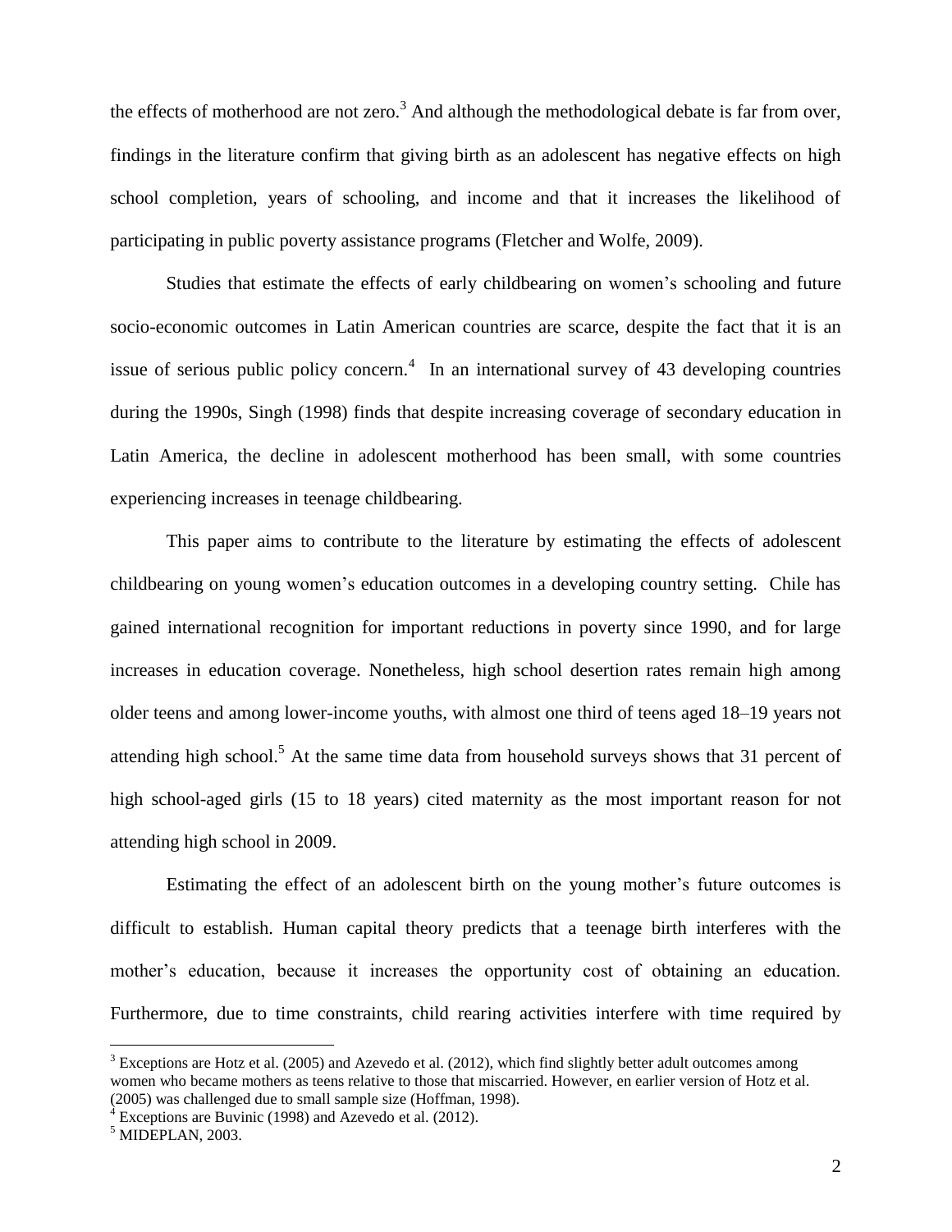the effects of motherhood are not zero.[3] And although the methodological debate is far from over, findings in the literature confirm that giving birth as an adolescent has negative effects on high school completion, years of schooling, and income and that it increases the likelihood of participating in public poverty assistance programs (Fletcher and Wolfe, 2009).

Studies that estimate the effects of early childbearing on women's schooling and future socio-economic outcomes in Latin American countries are scarce, despite the fact that it is an issue of serious public policy concern.[4] In an international survey of 43 developing countries during the 1990s, Singh (1998) finds that despite increasing coverage of secondary education in Latin America, the decline in adolescent motherhood has been small, with some countries experiencing increases in teenage childbearing.

This paper aims to contribute to the literature by estimating the effects of adolescent childbearing on young women's education outcomes in a developing country setting. Chile has gained international recognition for important reductions in poverty since 1990, and for large increases in education coverage. Nonetheless, high school desertion rates remain high among older teens and among lower-income youths, with almost one third of teens aged 18–19 years not attending high school.[5] At the same time data from household surveys shows that 31 percent of high school-aged girls (15 to 18 years) cited maternity as the most important reason for not attending high school in 2009.

Estimating the effect of an adolescent birth on the young mother's future outcomes is difficult to establish. Human capital theory predicts that a teenage birth interferes with the mother's education, because it increases the opportunity cost of obtaining an education. Furthermore, due to time constraints, child rearing activities interfere with time required by

---

[3] Exceptions are Hotz et al. (2005) and Azevedo et al. (2012), which find slightly better adult outcomes among women who became mothers as teens relative to those that miscarried. However, en earlier version of Hotz et al. (2005) was challenged due to small sample size (Hoffman, 1998).

[4] Exceptions are Buvinic (1998) and Azevedo et al. (2012).

[5] MIDEPLAN, 2003.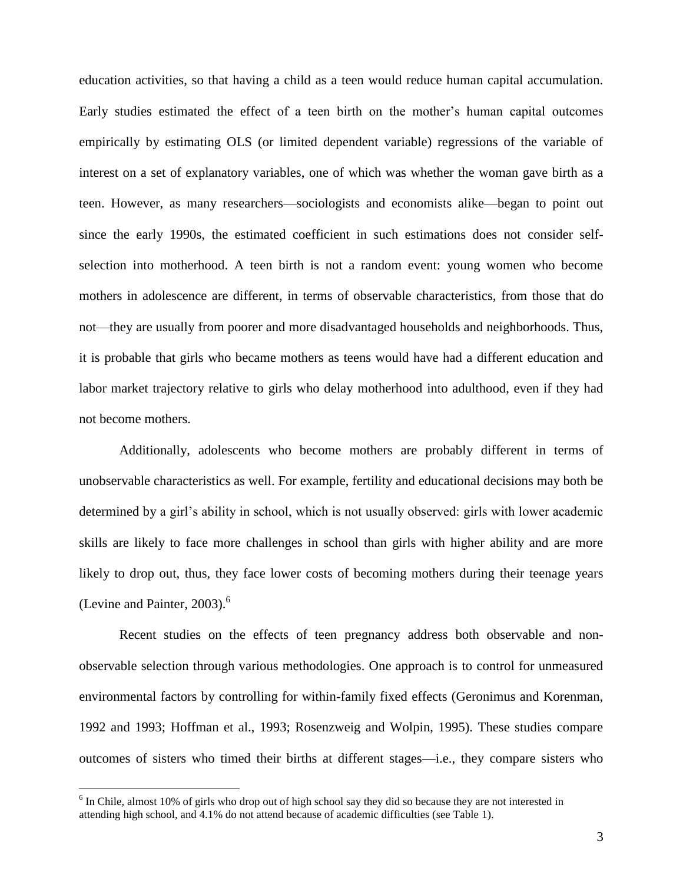education activities, so that having a child as a teen would reduce human capital accumulation. Early studies estimated the effect of a teen birth on the mother's human capital outcomes empirically by estimating OLS (or limited dependent variable) regressions of the variable of interest on a set of explanatory variables, one of which was whether the woman gave birth as a teen. However, as many researchers—sociologists and economists alike—began to point out since the early 1990s, the estimated coefficient in such estimations does not consider self-selection into motherhood. A teen birth is not a random event: young women who become mothers in adolescence are different, in terms of observable characteristics, from those that do not—they are usually from poorer and more disadvantaged households and neighborhoods. Thus, it is probable that girls who became mothers as teens would have had a different education and labor market trajectory relative to girls who delay motherhood into adulthood, even if they had not become mothers.

Additionally, adolescents who become mothers are probably different in terms of unobservable characteristics as well. For example, fertility and educational decisions may both be determined by a girl's ability in school, which is not usually observed: girls with lower academic skills are likely to face more challenges in school than girls with higher ability and are more likely to drop out, thus, they face lower costs of becoming mothers during their teenage years (Levine and Painter, 2003).[6]

Recent studies on the effects of teen pregnancy address both observable and non-observable selection through various methodologies. One approach is to control for unmeasured environmental factors by controlling for within-family fixed effects (Geronimus and Korenman, 1992 and 1993; Hoffman et al., 1993; Rosenzweig and Wolpin, 1995). These studies compare outcomes of sisters who timed their births at different stages—i.e., they compare sisters who

[6] In Chile, almost 10% of girls who drop out of high school say they did so because they are not interested in attending high school, and 4.1% do not attend because of academic difficulties (see Table 1).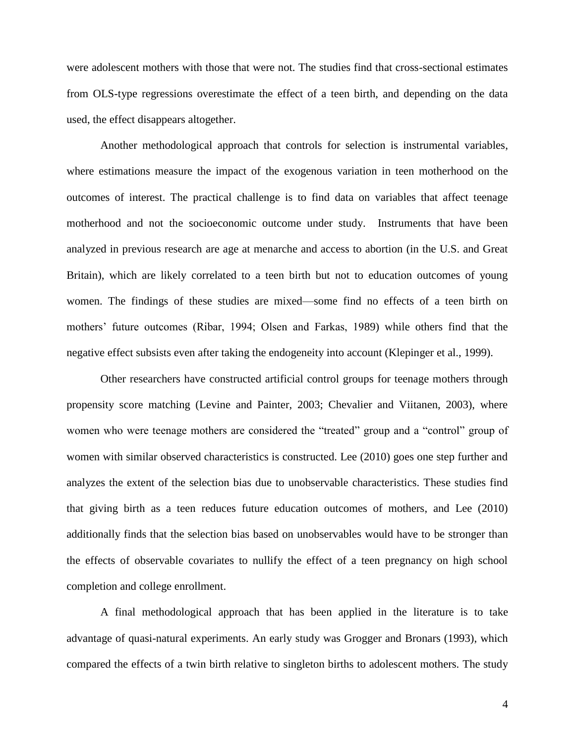were adolescent mothers with those that were not. The studies find that cross-sectional estimates from OLS-type regressions overestimate the effect of a teen birth, and depending on the data used, the effect disappears altogether.

Another methodological approach that controls for selection is instrumental variables, where estimations measure the impact of the exogenous variation in teen motherhood on the outcomes of interest. The practical challenge is to find data on variables that affect teenage motherhood and not the socioeconomic outcome under study. Instruments that have been analyzed in previous research are age at menarche and access to abortion (in the U.S. and Great Britain), which are likely correlated to a teen birth but not to education outcomes of young women. The findings of these studies are mixed—some find no effects of a teen birth on mothers' future outcomes (Ribar, 1994; Olsen and Farkas, 1989) while others find that the negative effect subsists even after taking the endogeneity into account (Klepinger et al., 1999).

Other researchers have constructed artificial control groups for teenage mothers through propensity score matching (Levine and Painter, 2003; Chevalier and Viitanen, 2003), where women who were teenage mothers are considered the "treated" group and a "control" group of women with similar observed characteristics is constructed. Lee (2010) goes one step further and analyzes the extent of the selection bias due to unobservable characteristics. These studies find that giving birth as a teen reduces future education outcomes of mothers, and Lee (2010) additionally finds that the selection bias based on unobservables would have to be stronger than the effects of observable covariates to nullify the effect of a teen pregnancy on high school completion and college enrollment.

A final methodological approach that has been applied in the literature is to take advantage of quasi-natural experiments. An early study was Grogger and Bronars (1993), which compared the effects of a twin birth relative to singleton births to adolescent mothers. The study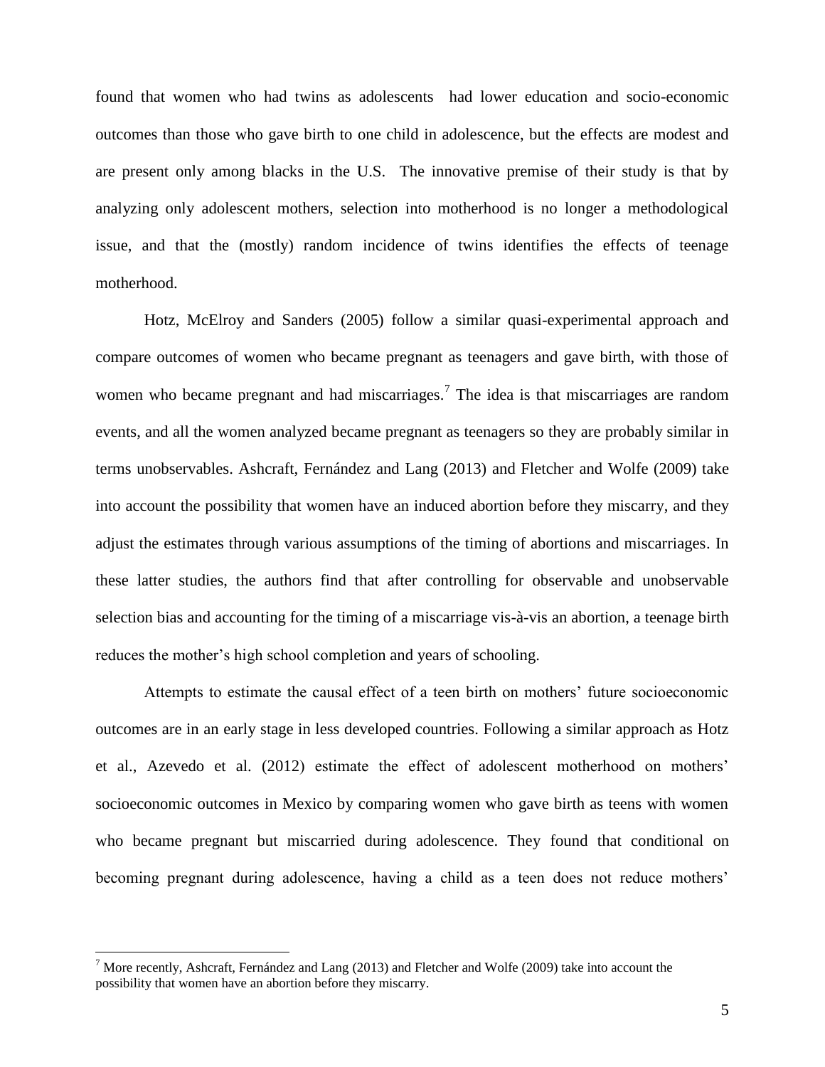found that women who had twins as adolescents had lower education and socio-economic outcomes than those who gave birth to one child in adolescence, but the effects are modest and are present only among blacks in the U.S. The innovative premise of their study is that by analyzing only adolescent mothers, selection into motherhood is no longer a methodological issue, and that the (mostly) random incidence of twins identifies the effects of teenage motherhood.

Hotz, McElroy and Sanders (2005) follow a similar quasi-experimental approach and compare outcomes of women who became pregnant as teenagers and gave birth, with those of women who became pregnant and had miscarriages.[7] The idea is that miscarriages are random events, and all the women analyzed became pregnant as teenagers so they are probably similar in terms unobservables. Ashcraft, Fernández and Lang (2013) and Fletcher and Wolfe (2009) take into account the possibility that women have an induced abortion before they miscarry, and they adjust the estimates through various assumptions of the timing of abortions and miscarriages. In these latter studies, the authors find that after controlling for observable and unobservable selection bias and accounting for the timing of a miscarriage vis-à-vis an abortion, a teenage birth reduces the mother's high school completion and years of schooling.

Attempts to estimate the causal effect of a teen birth on mothers' future socioeconomic outcomes are in an early stage in less developed countries. Following a similar approach as Hotz et al., Azevedo et al. (2012) estimate the effect of adolescent motherhood on mothers' socioeconomic outcomes in Mexico by comparing women who gave birth as teens with women who became pregnant but miscarried during adolescence. They found that conditional on becoming pregnant during adolescence, having a child as a teen does not reduce mothers'

---

[7] More recently, Ashcraft, Fernández and Lang (2013) and Fletcher and Wolfe (2009) take into account the possibility that women have an abortion before they miscarry.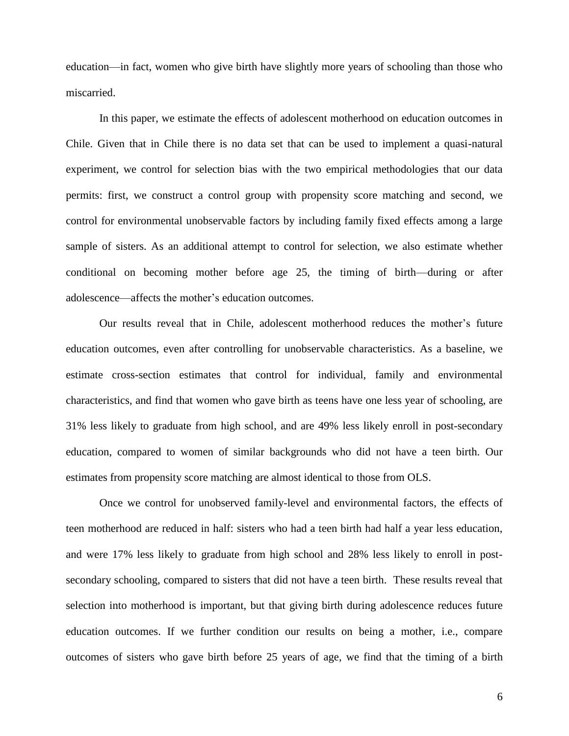education—in fact, women who give birth have slightly more years of schooling than those who miscarried.

In this paper, we estimate the effects of adolescent motherhood on education outcomes in Chile. Given that in Chile there is no data set that can be used to implement a quasi-natural experiment, we control for selection bias with the two empirical methodologies that our data permits: first, we construct a control group with propensity score matching and second, we control for environmental unobservable factors by including family fixed effects among a large sample of sisters. As an additional attempt to control for selection, we also estimate whether conditional on becoming mother before age 25, the timing of birth—during or after adolescence—affects the mother's education outcomes.

Our results reveal that in Chile, adolescent motherhood reduces the mother's future education outcomes, even after controlling for unobservable characteristics. As a baseline, we estimate cross-section estimates that control for individual, family and environmental characteristics, and find that women who gave birth as teens have one less year of schooling, are 31% less likely to graduate from high school, and are 49% less likely enroll in post-secondary education, compared to women of similar backgrounds who did not have a teen birth. Our estimates from propensity score matching are almost identical to those from OLS.

Once we control for unobserved family-level and environmental factors, the effects of teen motherhood are reduced in half: sisters who had a teen birth had half a year less education, and were 17% less likely to graduate from high school and 28% less likely to enroll in post-secondary schooling, compared to sisters that did not have a teen birth. These results reveal that selection into motherhood is important, but that giving birth during adolescence reduces future education outcomes. If we further condition our results on being a mother, i.e., compare outcomes of sisters who gave birth before 25 years of age, we find that the timing of a birth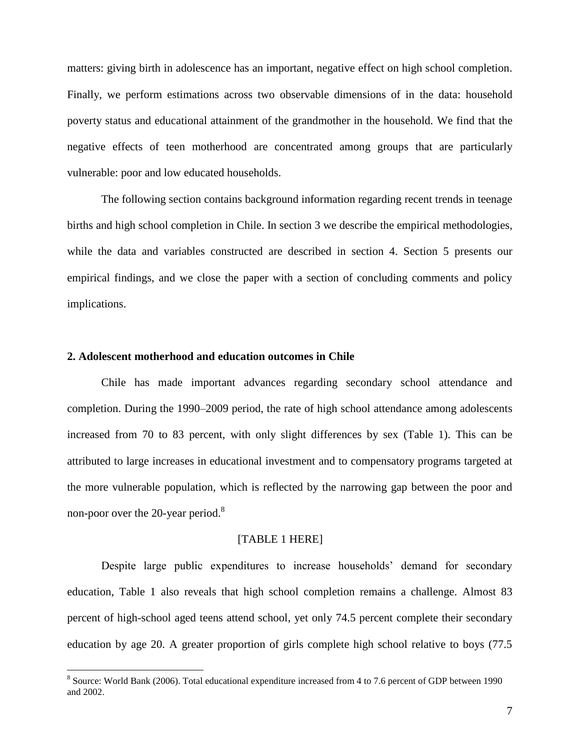matters: giving birth in adolescence has an important, negative effect on high school completion. Finally, we perform estimations across two observable dimensions of in the data: household poverty status and educational attainment of the grandmother in the household. We find that the negative effects of teen motherhood are concentrated among groups that are particularly vulnerable: poor and low educated households.

The following section contains background information regarding recent trends in teenage births and high school completion in Chile. In section 3 we describe the empirical methodologies, while the data and variables constructed are described in section 4. Section 5 presents our empirical findings, and we close the paper with a section of concluding comments and policy implications.

## 2. Adolescent motherhood and education outcomes in Chile

Chile has made important advances regarding secondary school attendance and completion. During the 1990–2009 period, the rate of high school attendance among adolescents increased from 70 to 83 percent, with only slight differences by sex (Table 1). This can be attributed to large increases in educational investment and to compensatory programs targeted at the more vulnerable population, which is reflected by the narrowing gap between the poor and non-poor over the 20-year period.[8]

[TABLE 1 HERE]

Despite large public expenditures to increase households' demand for secondary education, Table 1 also reveals that high school completion remains a challenge. Almost 83 percent of high-school aged teens attend school, yet only 74.5 percent complete their secondary education by age 20. A greater proportion of girls complete high school relative to boys (77.5

---

[8] Source: World Bank (2006). Total educational expenditure increased from 4 to 7.6 percent of GDP between 1990 and 2002.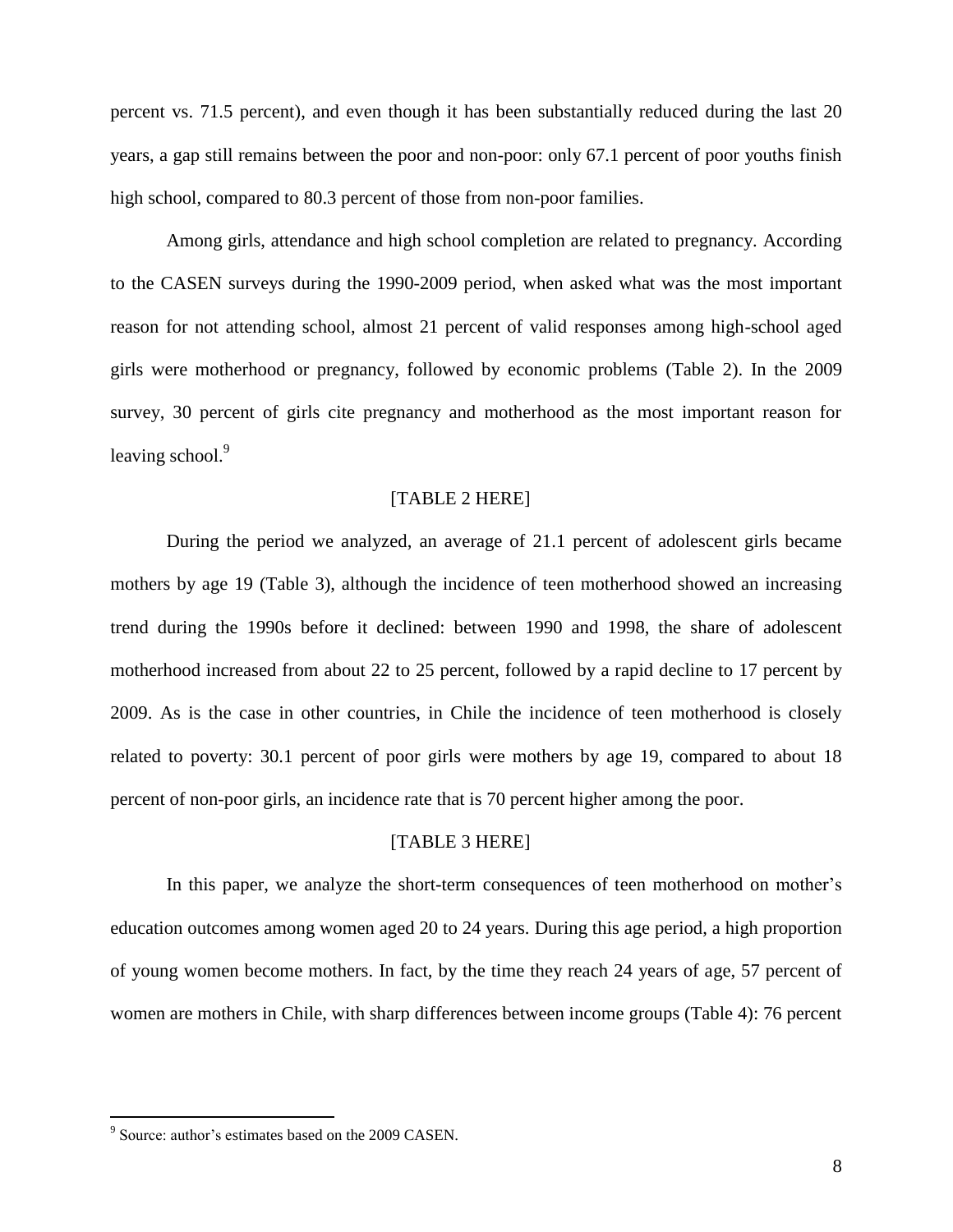percent vs. 71.5 percent), and even though it has been substantially reduced during the last 20 years, a gap still remains between the poor and non-poor: only 67.1 percent of poor youths finish high school, compared to 80.3 percent of those from non-poor families.

Among girls, attendance and high school completion are related to pregnancy. According to the CASEN surveys during the 1990-2009 period, when asked what was the most important reason for not attending school, almost 21 percent of valid responses among high-school aged girls were motherhood or pregnancy, followed by economic problems (Table 2). In the 2009 survey, 30 percent of girls cite pregnancy and motherhood as the most important reason for leaving school.[9]

[TABLE 2 HERE]

During the period we analyzed, an average of 21.1 percent of adolescent girls became mothers by age 19 (Table 3), although the incidence of teen motherhood showed an increasing trend during the 1990s before it declined: between 1990 and 1998, the share of adolescent motherhood increased from about 22 to 25 percent, followed by a rapid decline to 17 percent by 2009. As is the case in other countries, in Chile the incidence of teen motherhood is closely related to poverty: 30.1 percent of poor girls were mothers by age 19, compared to about 18 percent of non-poor girls, an incidence rate that is 70 percent higher among the poor.

[TABLE 3 HERE]

In this paper, we analyze the short-term consequences of teen motherhood on mother's education outcomes among women aged 20 to 24 years. During this age period, a high proportion of young women become mothers. In fact, by the time they reach 24 years of age, 57 percent of women are mothers in Chile, with sharp differences between income groups (Table 4): 76 percent

[9] Source: author's estimates based on the 2009 CASEN.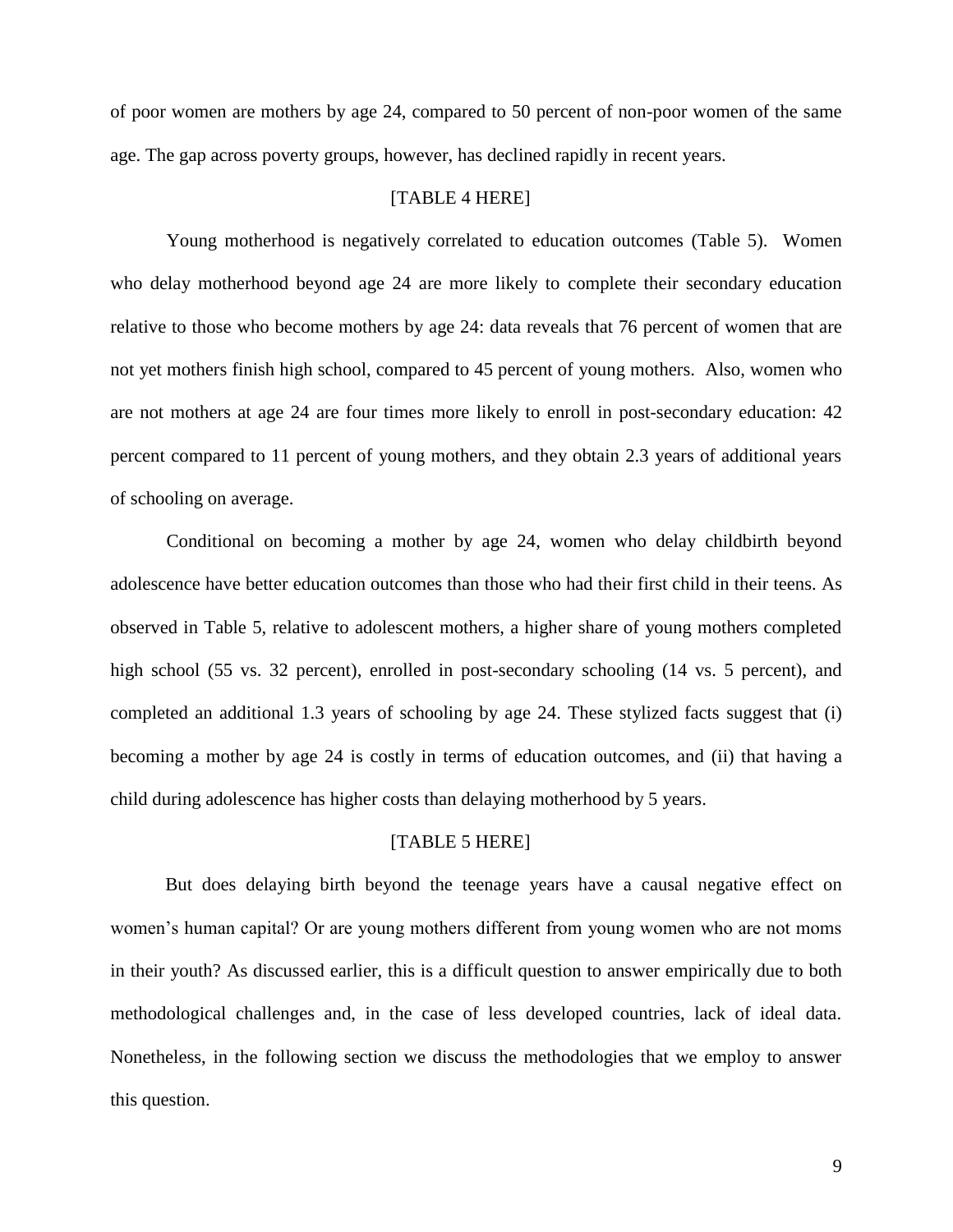of poor women are mothers by age 24, compared to 50 percent of non-poor women of the same age. The gap across poverty groups, however, has declined rapidly in recent years.

[TABLE 4 HERE]

Young motherhood is negatively correlated to education outcomes (Table 5). Women who delay motherhood beyond age 24 are more likely to complete their secondary education relative to those who become mothers by age 24: data reveals that 76 percent of women that are not yet mothers finish high school, compared to 45 percent of young mothers. Also, women who are not mothers at age 24 are four times more likely to enroll in post-secondary education: 42 percent compared to 11 percent of young mothers, and they obtain 2.3 years of additional years of schooling on average.

Conditional on becoming a mother by age 24, women who delay childbirth beyond adolescence have better education outcomes than those who had their first child in their teens. As observed in Table 5, relative to adolescent mothers, a higher share of young mothers completed high school (55 vs. 32 percent), enrolled in post-secondary schooling (14 vs. 5 percent), and completed an additional 1.3 years of schooling by age 24. These stylized facts suggest that (i) becoming a mother by age 24 is costly in terms of education outcomes, and (ii) that having a child during adolescence has higher costs than delaying motherhood by 5 years.

[TABLE 5 HERE]

But does delaying birth beyond the teenage years have a causal negative effect on women's human capital? Or are young mothers different from young women who are not moms in their youth? As discussed earlier, this is a difficult question to answer empirically due to both methodological challenges and, in the case of less developed countries, lack of ideal data. Nonetheless, in the following section we discuss the methodologies that we employ to answer this question.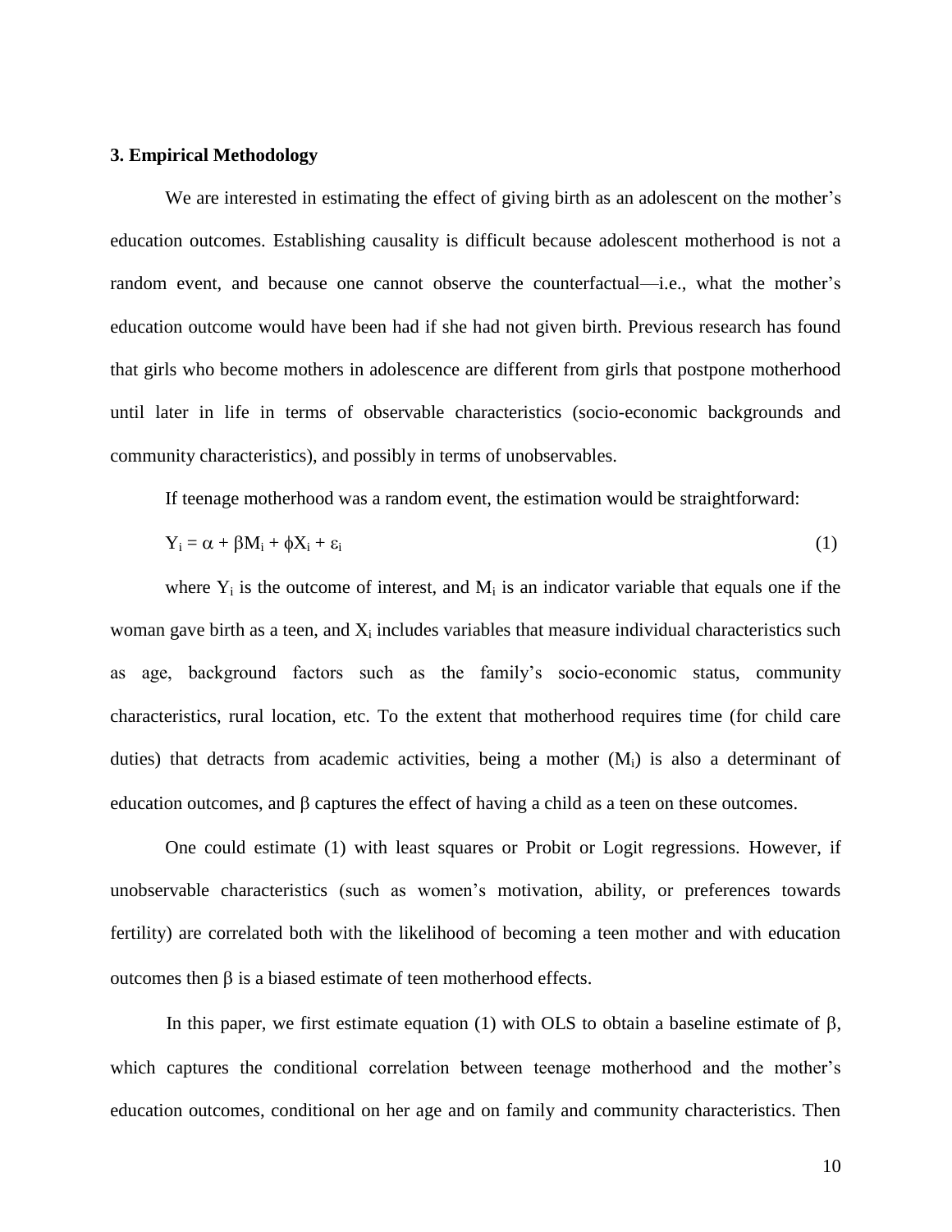## 3. Empirical Methodology

We are interested in estimating the effect of giving birth as an adolescent on the mother's education outcomes. Establishing causality is difficult because adolescent motherhood is not a random event, and because one cannot observe the counterfactual—i.e., what the mother's education outcome would have been had if she had not given birth. Previous research has found that girls who become mothers in adolescence are different from girls that postpone motherhood until later in life in terms of observable characteristics (socio-economic backgrounds and community characteristics), and possibly in terms of unobservables.

If teenage motherhood was a random event, the estimation would be straightforward:

$$Y_i = \alpha + \beta M_i + \phi X_i + \varepsilon_i \quad (1)$$

where $Y_i$ is the outcome of interest, and $M_i$ is an indicator variable that equals one if the woman gave birth as a teen, and $X_i$ includes variables that measure individual characteristics such as age, background factors such as the family's socio-economic status, community characteristics, rural location, etc. To the extent that motherhood requires time (for child care duties) that detracts from academic activities, being a mother ($M_i$) is also a determinant of education outcomes, and $\beta$ captures the effect of having a child as a teen on these outcomes.

One could estimate (1) with least squares or Probit or Logit regressions. However, if unobservable characteristics (such as women's motivation, ability, or preferences towards fertility) are correlated both with the likelihood of becoming a teen mother and with education outcomes then $\beta$ is a biased estimate of teen motherhood effects.

In this paper, we first estimate equation (1) with OLS to obtain a baseline estimate of $\beta$, which captures the conditional correlation between teenage motherhood and the mother's education outcomes, conditional on her age and on family and community characteristics. Then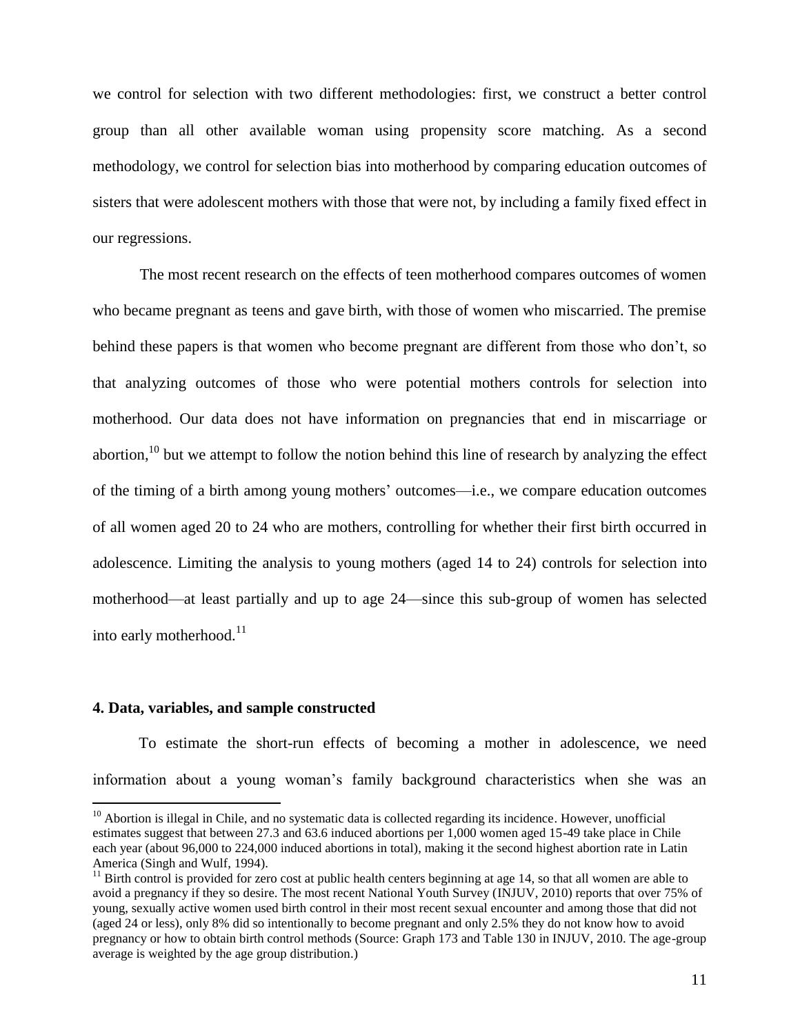we control for selection with two different methodologies: first, we construct a better control group than all other available woman using propensity score matching. As a second methodology, we control for selection bias into motherhood by comparing education outcomes of sisters that were adolescent mothers with those that were not, by including a family fixed effect in our regressions.

The most recent research on the effects of teen motherhood compares outcomes of women who became pregnant as teens and gave birth, with those of women who miscarried. The premise behind these papers is that women who become pregnant are different from those who don't, so that analyzing outcomes of those who were potential mothers controls for selection into motherhood. Our data does not have information on pregnancies that end in miscarriage or abortion,[10] but we attempt to follow the notion behind this line of research by analyzing the effect of the timing of a birth among young mothers' outcomes—i.e., we compare education outcomes of all women aged 20 to 24 who are mothers, controlling for whether their first birth occurred in adolescence. Limiting the analysis to young mothers (aged 14 to 24) controls for selection into motherhood—at least partially and up to age 24—since this sub-group of women has selected into early motherhood.[11]

## 4. Data, variables, and sample constructed

To estimate the short-run effects of becoming a mother in adolescence, we need information about a young woman's family background characteristics when she was an

---

[10] Abortion is illegal in Chile, and no systematic data is collected regarding its incidence. However, unofficial estimates suggest that between 27.3 and 63.6 induced abortions per 1,000 women aged 15-49 take place in Chile each year (about 96,000 to 224,000 induced abortions in total), making it the second highest abortion rate in Latin America (Singh and Wulf, 1994).

[11] Birth control is provided for zero cost at public health centers beginning at age 14, so that all women are able to avoid a pregnancy if they so desire. The most recent National Youth Survey (INJUV, 2010) reports that over 75% of young, sexually active women used birth control in their most recent sexual encounter and among those that did not (aged 24 or less), only 8% did so intentionally to become pregnant and only 2.5% they do not know how to avoid pregnancy or how to obtain birth control methods (Source: Graph 173 and Table 130 in INJUV, 2010. The age-group average is weighted by the age group distribution.)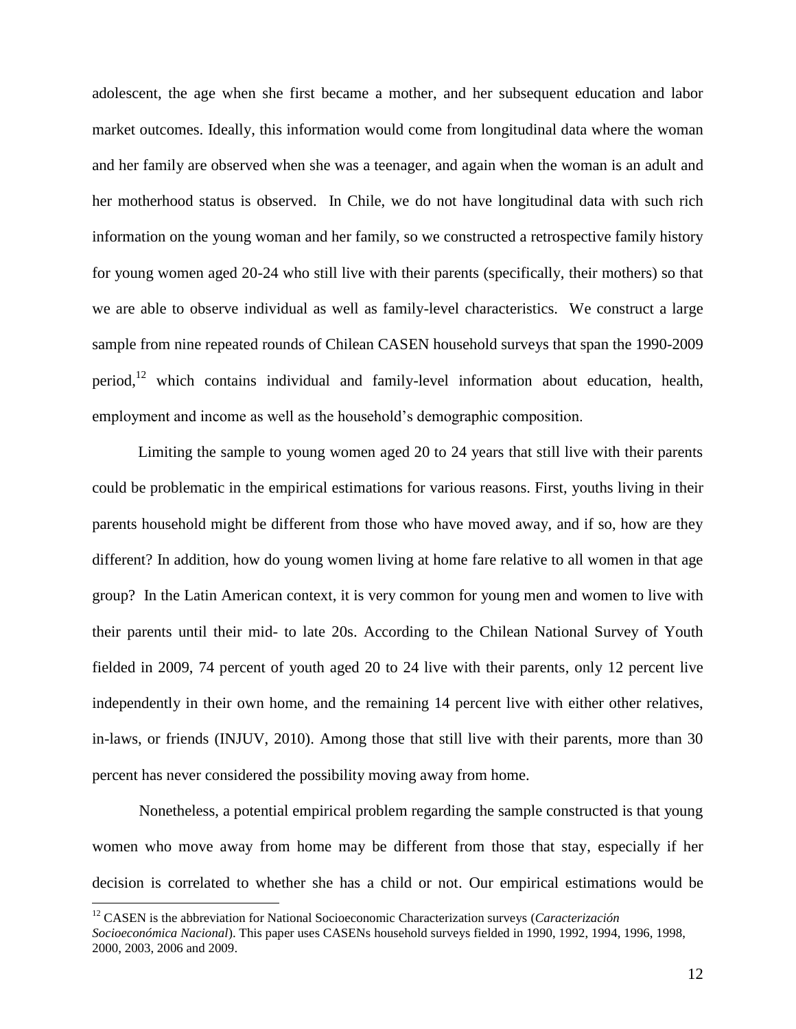adolescent, the age when she first became a mother, and her subsequent education and labor market outcomes. Ideally, this information would come from longitudinal data where the woman and her family are observed when she was a teenager, and again when the woman is an adult and her motherhood status is observed. In Chile, we do not have longitudinal data with such rich information on the young woman and her family, so we constructed a retrospective family history for young women aged 20-24 who still live with their parents (specifically, their mothers) so that we are able to observe individual as well as family-level characteristics. We construct a large sample from nine repeated rounds of Chilean CASEN household surveys that span the 1990-2009 period,[12] which contains individual and family-level information about education, health, employment and income as well as the household's demographic composition.

Limiting the sample to young women aged 20 to 24 years that still live with their parents could be problematic in the empirical estimations for various reasons. First, youths living in their parents household might be different from those who have moved away, and if so, how are they different? In addition, how do young women living at home fare relative to all women in that age group? In the Latin American context, it is very common for young men and women to live with their parents until their mid- to late 20s. According to the Chilean National Survey of Youth fielded in 2009, 74 percent of youth aged 20 to 24 live with their parents, only 12 percent live independently in their own home, and the remaining 14 percent live with either other relatives, in-laws, or friends (INJUV, 2010). Among those that still live with their parents, more than 30 percent has never considered the possibility moving away from home.

Nonetheless, a potential empirical problem regarding the sample constructed is that young women who move away from home may be different from those that stay, especially if her decision is correlated to whether she has a child or not. Our empirical estimations would be

[12] CASEN is the abbreviation for National Socioeconomic Characterization surveys (*Caracterización Socioeconómica Nacional*). This paper uses CASENs household surveys fielded in 1990, 1992, 1994, 1996, 1998, 2000, 2003, 2006 and 2009.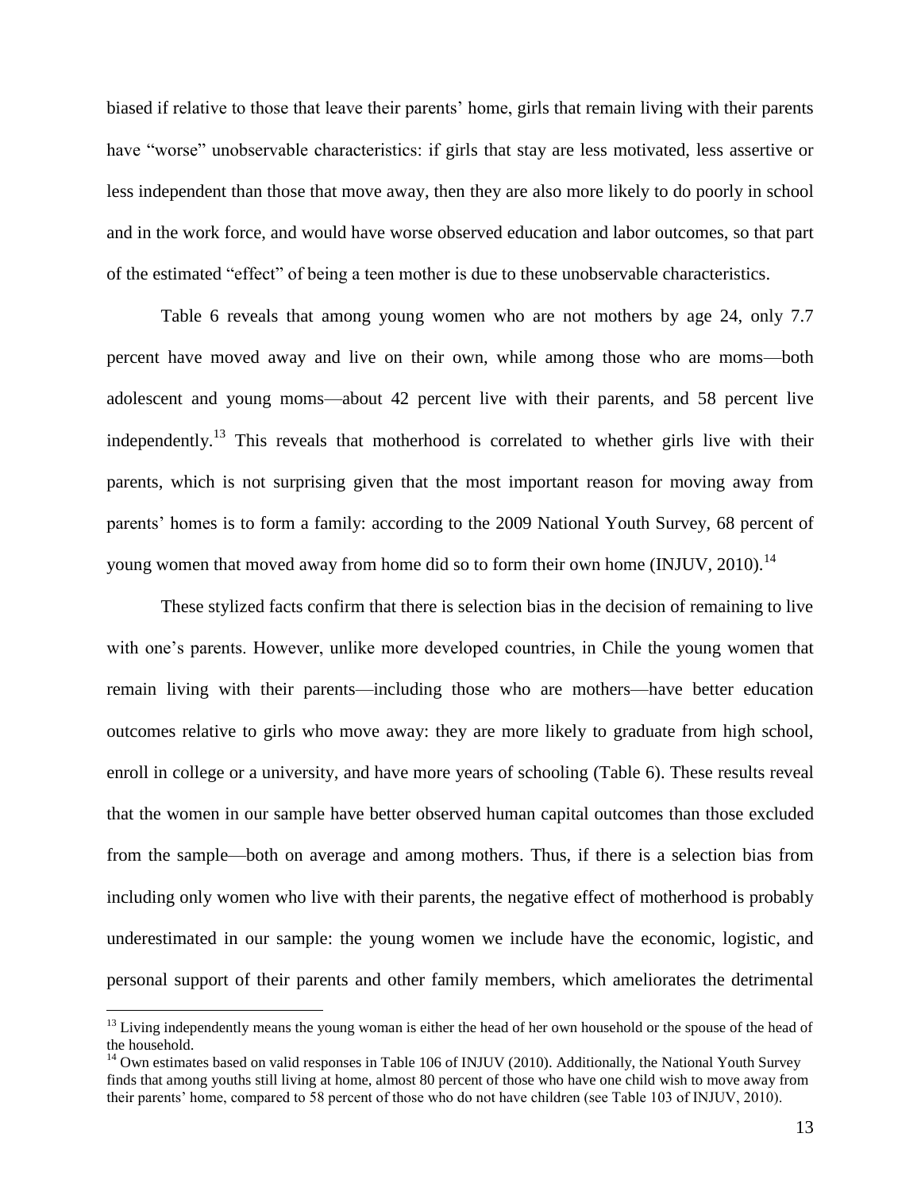biased if relative to those that leave their parents' home, girls that remain living with their parents have "worse" unobservable characteristics: if girls that stay are less motivated, less assertive or less independent than those that move away, then they are also more likely to do poorly in school and in the work force, and would have worse observed education and labor outcomes, so that part of the estimated "effect" of being a teen mother is due to these unobservable characteristics.

Table 6 reveals that among young women who are not mothers by age 24, only 7.7 percent have moved away and live on their own, while among those who are moms—both adolescent and young moms—about 42 percent live with their parents, and 58 percent live independently.[13] This reveals that motherhood is correlated to whether girls live with their parents, which is not surprising given that the most important reason for moving away from parents' homes is to form a family: according to the 2009 National Youth Survey, 68 percent of young women that moved away from home did so to form their own home (INJUV, 2010).[14]

These stylized facts confirm that there is selection bias in the decision of remaining to live with one's parents. However, unlike more developed countries, in Chile the young women that remain living with their parents—including those who are mothers—have better education outcomes relative to girls who move away: they are more likely to graduate from high school, enroll in college or a university, and have more years of schooling (Table 6). These results reveal that the women in our sample have better observed human capital outcomes than those excluded from the sample—both on average and among mothers. Thus, if there is a selection bias from including only women who live with their parents, the negative effect of motherhood is probably underestimated in our sample: the young women we include have the economic, logistic, and personal support of their parents and other family members, which ameliorates the detrimental

[13] Living independently means the young woman is either the head of her own household or the spouse of the head of the household.

[14] Own estimates based on valid responses in Table 106 of INJUV (2010). Additionally, the National Youth Survey finds that among youths still living at home, almost 80 percent of those who have one child wish to move away from their parents' home, compared to 58 percent of those who do not have children (see Table 103 of INJUV, 2010).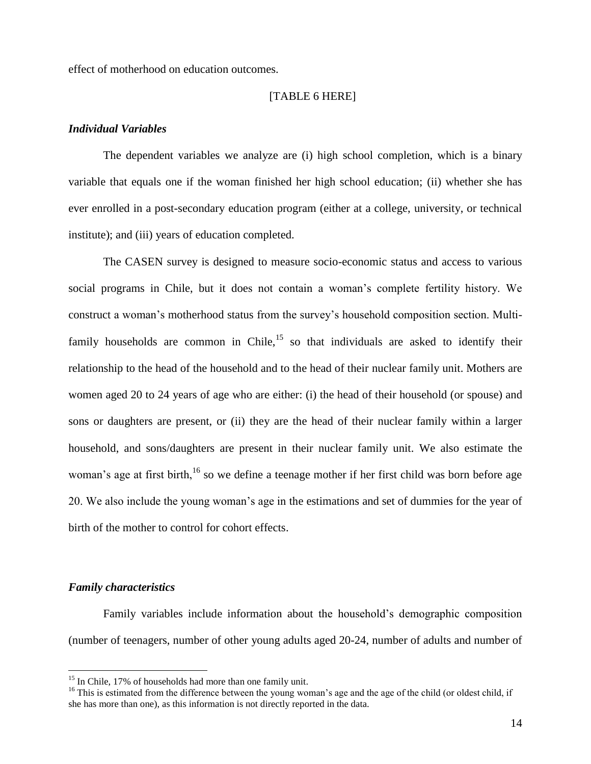effect of motherhood on education outcomes.

[TABLE 6 HERE]

### *Individual Variables*

The dependent variables we analyze are (i) high school completion, which is a binary variable that equals one if the woman finished her high school education; (ii) whether she has ever enrolled in a post-secondary education program (either at a college, university, or technical institute); and (iii) years of education completed.

The CASEN survey is designed to measure socio-economic status and access to various social programs in Chile, but it does not contain a woman's complete fertility history. We construct a woman's motherhood status from the survey's household composition section. Multi-family households are common in Chile,[15] so that individuals are asked to identify their relationship to the head of the household and to the head of their nuclear family unit. Mothers are women aged 20 to 24 years of age who are either: (i) the head of their household (or spouse) and sons or daughters are present, or (ii) they are the head of their nuclear family within a larger household, and sons/daughters are present in their nuclear family unit. We also estimate the woman's age at first birth,[16] so we define a teenage mother if her first child was born before age 20. We also include the young woman's age in the estimations and set of dummies for the year of birth of the mother to control for cohort effects.

### *Family characteristics*

Family variables include information about the household's demographic composition (number of teenagers, number of other young adults aged 20-24, number of adults and number of

[15] In Chile, 17% of households had more than one family unit.

[16] This is estimated from the difference between the young woman's age and the age of the child (or oldest child, if she has more than one), as this information is not directly reported in the data.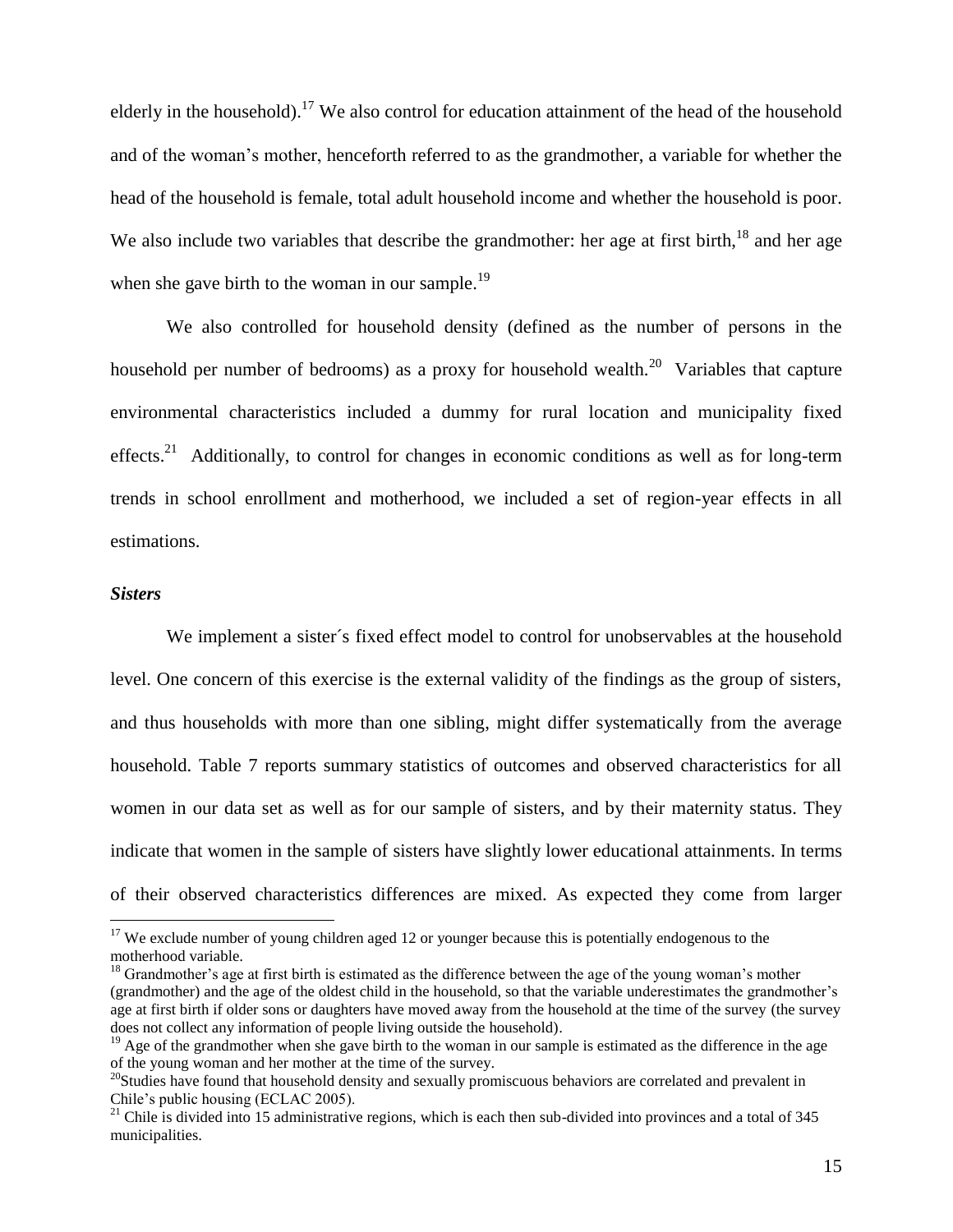elderly in the household).[17] We also control for education attainment of the head of the household and of the woman's mother, henceforth referred to as the grandmother, a variable for whether the head of the household is female, total adult household income and whether the household is poor. We also include two variables that describe the grandmother: her age at first birth,[18] and her age when she gave birth to the woman in our sample.[19]

We also controlled for household density (defined as the number of persons in the household per number of bedrooms) as a proxy for household wealth.[20] Variables that capture environmental characteristics included a dummy for rural location and municipality fixed effects.[21] Additionally, to control for changes in economic conditions as well as for long-term trends in school enrollment and motherhood, we included a set of region-year effects in all estimations.

***Sisters***

We implement a sister´s fixed effect model to control for unobservables at the household level. One concern of this exercise is the external validity of the findings as the group of sisters, and thus households with more than one sibling, might differ systematically from the average household. Table 7 reports summary statistics of outcomes and observed characteristics for all women in our data set as well as for our sample of sisters, and by their maternity status. They indicate that women in the sample of sisters have slightly lower educational attainments. In terms of their observed characteristics differences are mixed. As expected they come from larger

---

[17] We exclude number of young children aged 12 or younger because this is potentially endogenous to the motherhood variable.

[18] Grandmother's age at first birth is estimated as the difference between the age of the young woman's mother (grandmother) and the age of the oldest child in the household, so that the variable underestimates the grandmother's age at first birth if older sons or daughters have moved away from the household at the time of the survey (the survey does not collect any information of people living outside the household).

[19] Age of the grandmother when she gave birth to the woman in our sample is estimated as the difference in the age of the young woman and her mother at the time of the survey.

[20] Studies have found that household density and sexually promiscuous behaviors are correlated and prevalent in Chile's public housing (ECLAC 2005).

[21] Chile is divided into 15 administrative regions, which is each then sub-divided into provinces and a total of 345 municipalities.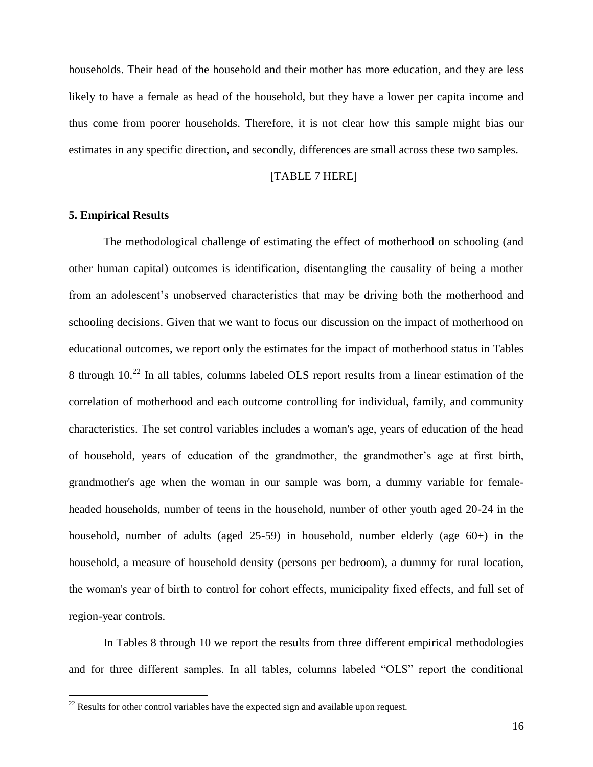households. Their head of the household and their mother has more education, and they are less likely to have a female as head of the household, but they have a lower per capita income and thus come from poorer households. Therefore, it is not clear how this sample might bias our estimates in any specific direction, and secondly, differences are small across these two samples.

[TABLE 7 HERE]

## 5. Empirical Results

The methodological challenge of estimating the effect of motherhood on schooling (and other human capital) outcomes is identification, disentangling the causality of being a mother from an adolescent's unobserved characteristics that may be driving both the motherhood and schooling decisions. Given that we want to focus our discussion on the impact of motherhood on educational outcomes, we report only the estimates for the impact of motherhood status in Tables 8 through 10.[22] In all tables, columns labeled OLS report results from a linear estimation of the correlation of motherhood and each outcome controlling for individual, family, and community characteristics. The set control variables includes a woman's age, years of education of the head of household, years of education of the grandmother, the grandmother's age at first birth, grandmother's age when the woman in our sample was born, a dummy variable for female-headed households, number of teens in the household, number of other youth aged 20-24 in the household, number of adults (aged 25-59) in household, number elderly (age 60+) in the household, a measure of household density (persons per bedroom), a dummy for rural location, the woman's year of birth to control for cohort effects, municipality fixed effects, and full set of region-year controls.

In Tables 8 through 10 we report the results from three different empirical methodologies and for three different samples. In all tables, columns labeled "OLS" report the conditional

[22] Results for other control variables have the expected sign and available upon request.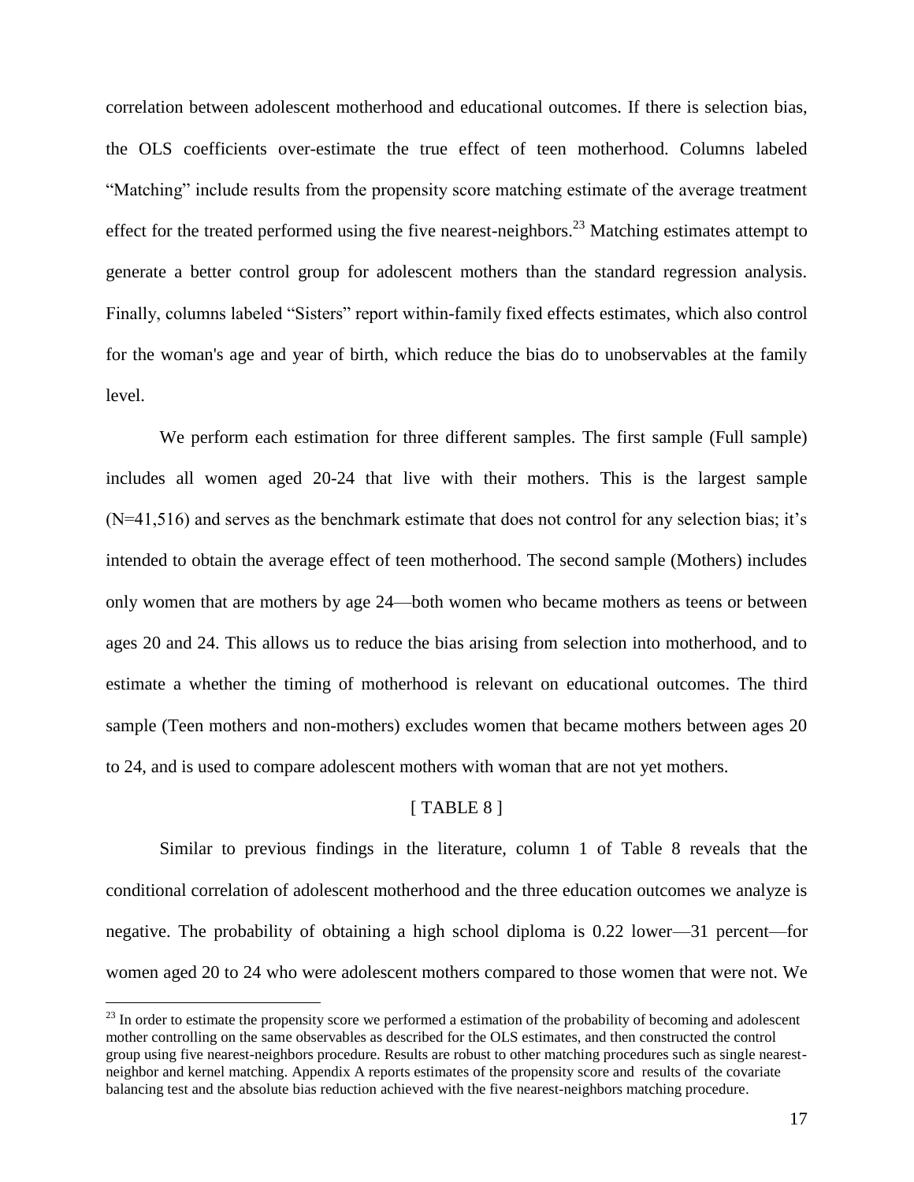correlation between adolescent motherhood and educational outcomes. If there is selection bias, the OLS coefficients over-estimate the true effect of teen motherhood. Columns labeled "Matching" include results from the propensity score matching estimate of the average treatment effect for the treated performed using the five nearest-neighbors.[23] Matching estimates attempt to generate a better control group for adolescent mothers than the standard regression analysis. Finally, columns labeled "Sisters" report within-family fixed effects estimates, which also control for the woman's age and year of birth, which reduce the bias do to unobservables at the family level.

We perform each estimation for three different samples. The first sample (Full sample) includes all women aged 20-24 that live with their mothers. This is the largest sample (N=41,516) and serves as the benchmark estimate that does not control for any selection bias; it's intended to obtain the average effect of teen motherhood. The second sample (Mothers) includes only women that are mothers by age 24—both women who became mothers as teens or between ages 20 and 24. This allows us to reduce the bias arising from selection into motherhood, and to estimate a whether the timing of motherhood is relevant on educational outcomes. The third sample (Teen mothers and non-mothers) excludes women that became mothers between ages 20 to 24, and is used to compare adolescent mothers with woman that are not yet mothers.

[ TABLE 8 ]

Similar to previous findings in the literature, column 1 of Table 8 reveals that the conditional correlation of adolescent motherhood and the three education outcomes we analyze is negative. The probability of obtaining a high school diploma is 0.22 lower—31 percent—for women aged 20 to 24 who were adolescent mothers compared to those women that were not. We

[23] In order to estimate the propensity score we performed a estimation of the probability of becoming and adolescent mother controlling on the same observables as described for the OLS estimates, and then constructed the control group using five nearest-neighbors procedure. Results are robust to other matching procedures such as single nearest-neighbor and kernel matching. Appendix A reports estimates of the propensity score and results of the covariate balancing test and the absolute bias reduction achieved with the five nearest-neighbors matching procedure.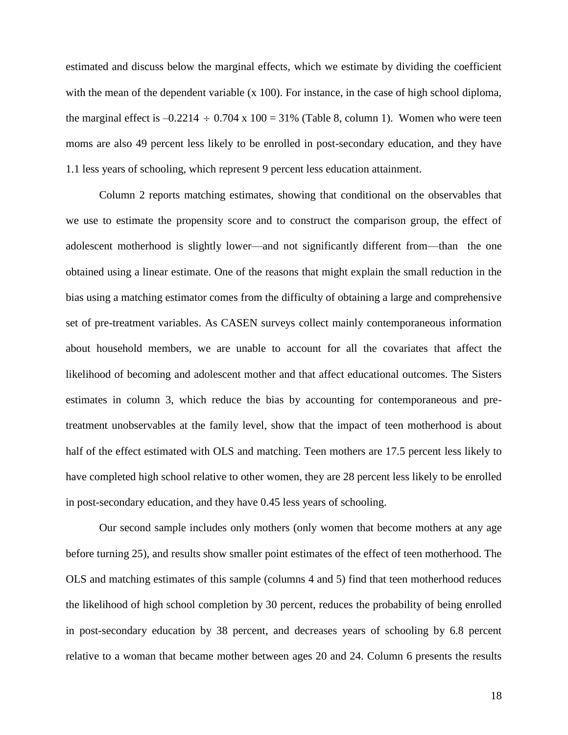estimated and discuss below the marginal effects, which we estimate by dividing the coefficient with the mean of the dependent variable (x 100). For instance, in the case of high school diploma, the marginal effect is $-0.2214 \div 0.704 \times 100 = 31\%$ (Table 8, column 1). Women who were teen moms are also 49 percent less likely to be enrolled in post-secondary education, and they have 1.1 less years of schooling, which represent 9 percent less education attainment.

Column 2 reports matching estimates, showing that conditional on the observables that we use to estimate the propensity score and to construct the comparison group, the effect of adolescent motherhood is slightly lower—and not significantly different from—than the one obtained using a linear estimate. One of the reasons that might explain the small reduction in the bias using a matching estimator comes from the difficulty of obtaining a large and comprehensive set of pre-treatment variables. As CASEN surveys collect mainly contemporaneous information about household members, we are unable to account for all the covariates that affect the likelihood of becoming and adolescent mother and that affect educational outcomes. The Sisters estimates in column 3, which reduce the bias by accounting for contemporaneous and pre-treatment unobservables at the family level, show that the impact of teen motherhood is about half of the effect estimated with OLS and matching. Teen mothers are 17.5 percent less likely to have completed high school relative to other women, they are 28 percent less likely to be enrolled in post-secondary education, and they have 0.45 less years of schooling.

Our second sample includes only mothers (only women that become mothers at any age before turning 25), and results show smaller point estimates of the effect of teen motherhood. The OLS and matching estimates of this sample (columns 4 and 5) find that teen motherhood reduces the likelihood of high school completion by 30 percent, reduces the probability of being enrolled in post-secondary education by 38 percent, and decreases years of schooling by 6.8 percent relative to a woman that became mother between ages 20 and 24. Column 6 presents the results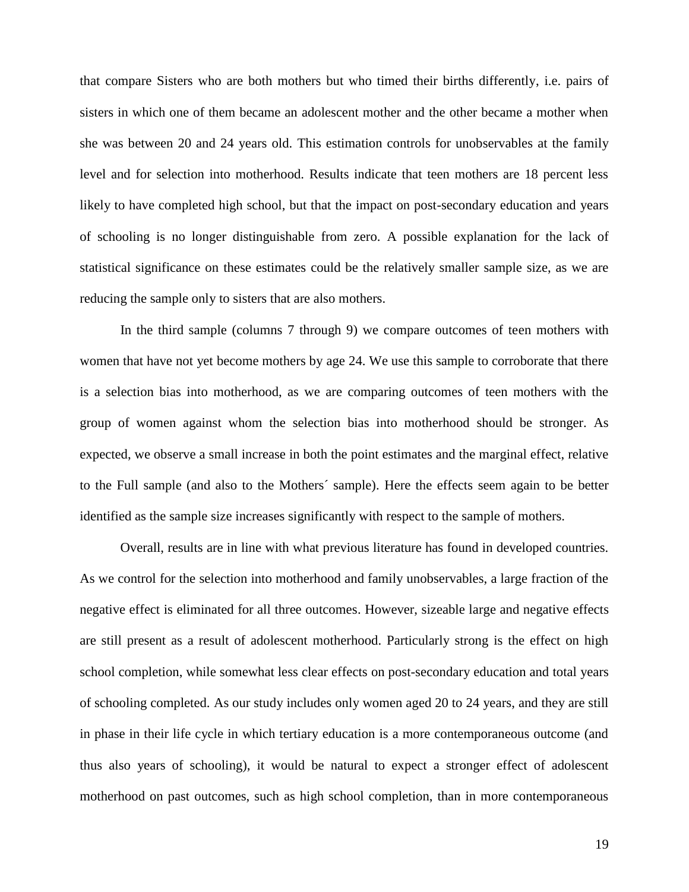that compare Sisters who are both mothers but who timed their births differently, i.e. pairs of sisters in which one of them became an adolescent mother and the other became a mother when she was between 20 and 24 years old. This estimation controls for unobservables at the family level and for selection into motherhood. Results indicate that teen mothers are 18 percent less likely to have completed high school, but that the impact on post-secondary education and years of schooling is no longer distinguishable from zero. A possible explanation for the lack of statistical significance on these estimates could be the relatively smaller sample size, as we are reducing the sample only to sisters that are also mothers.

In the third sample (columns 7 through 9) we compare outcomes of teen mothers with women that have not yet become mothers by age 24. We use this sample to corroborate that there is a selection bias into motherhood, as we are comparing outcomes of teen mothers with the group of women against whom the selection bias into motherhood should be stronger. As expected, we observe a small increase in both the point estimates and the marginal effect, relative to the Full sample (and also to the Mothers´ sample). Here the effects seem again to be better identified as the sample size increases significantly with respect to the sample of mothers.

Overall, results are in line with what previous literature has found in developed countries. As we control for the selection into motherhood and family unobservables, a large fraction of the negative effect is eliminated for all three outcomes. However, sizeable large and negative effects are still present as a result of adolescent motherhood. Particularly strong is the effect on high school completion, while somewhat less clear effects on post-secondary education and total years of schooling completed. As our study includes only women aged 20 to 24 years, and they are still in phase in their life cycle in which tertiary education is a more contemporaneous outcome (and thus also years of schooling), it would be natural to expect a stronger effect of adolescent motherhood on past outcomes, such as high school completion, than in more contemporaneous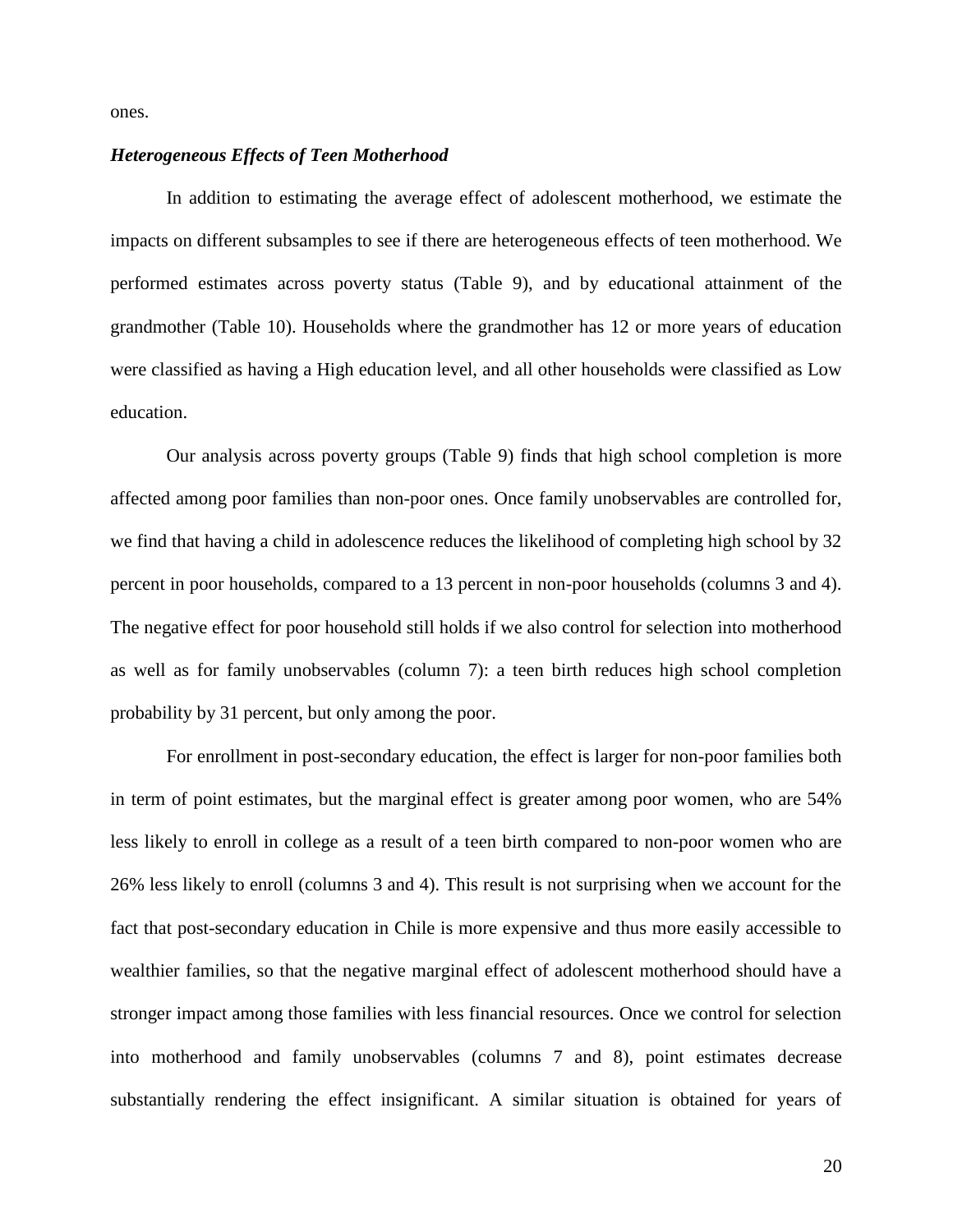ones.

***Heterogeneous Effects of Teen Motherhood***

In addition to estimating the average effect of adolescent motherhood, we estimate the impacts on different subsamples to see if there are heterogeneous effects of teen motherhood. We performed estimates across poverty status (Table 9), and by educational attainment of the grandmother (Table 10). Households where the grandmother has 12 or more years of education were classified as having a High education level, and all other households were classified as Low education.

Our analysis across poverty groups (Table 9) finds that high school completion is more affected among poor families than non-poor ones. Once family unobservables are controlled for, we find that having a child in adolescence reduces the likelihood of completing high school by 32 percent in poor households, compared to a 13 percent in non-poor households (columns 3 and 4). The negative effect for poor household still holds if we also control for selection into motherhood as well as for family unobservables (column 7): a teen birth reduces high school completion probability by 31 percent, but only among the poor.

For enrollment in post-secondary education, the effect is larger for non-poor families both in term of point estimates, but the marginal effect is greater among poor women, who are 54% less likely to enroll in college as a result of a teen birth compared to non-poor women who are 26% less likely to enroll (columns 3 and 4). This result is not surprising when we account for the fact that post-secondary education in Chile is more expensive and thus more easily accessible to wealthier families, so that the negative marginal effect of adolescent motherhood should have a stronger impact among those families with less financial resources. Once we control for selection into motherhood and family unobservables (columns 7 and 8), point estimates decrease substantially rendering the effect insignificant. A similar situation is obtained for years of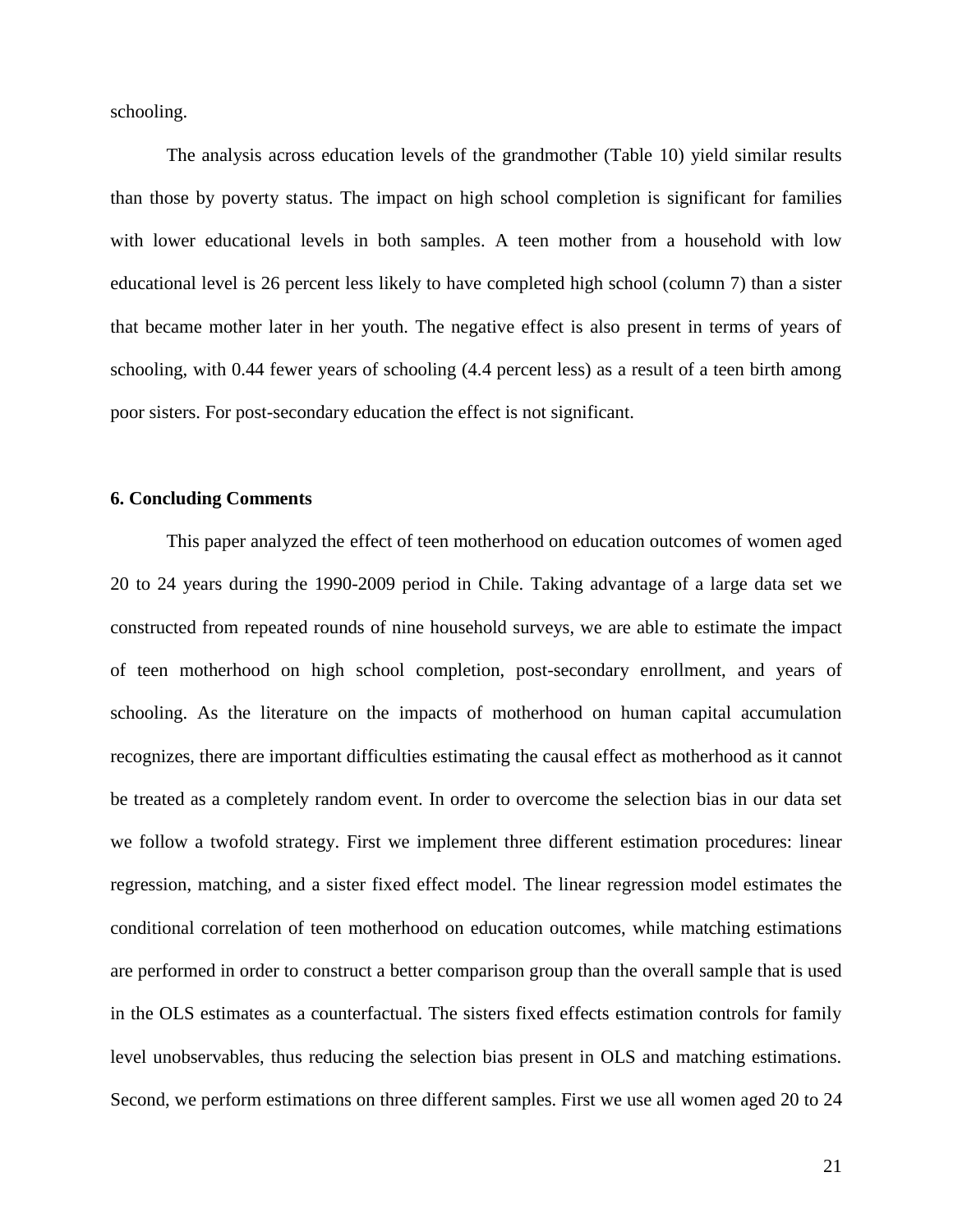schooling.

The analysis across education levels of the grandmother (Table 10) yield similar results than those by poverty status. The impact on high school completion is significant for families with lower educational levels in both samples. A teen mother from a household with low educational level is 26 percent less likely to have completed high school (column 7) than a sister that became mother later in her youth. The negative effect is also present in terms of years of schooling, with 0.44 fewer years of schooling (4.4 percent less) as a result of a teen birth among poor sisters. For post-secondary education the effect is not significant.

## 6. Concluding Comments

This paper analyzed the effect of teen motherhood on education outcomes of women aged 20 to 24 years during the 1990-2009 period in Chile. Taking advantage of a large data set we constructed from repeated rounds of nine household surveys, we are able to estimate the impact of teen motherhood on high school completion, post-secondary enrollment, and years of schooling. As the literature on the impacts of motherhood on human capital accumulation recognizes, there are important difficulties estimating the causal effect as motherhood as it cannot be treated as a completely random event. In order to overcome the selection bias in our data set we follow a twofold strategy. First we implement three different estimation procedures: linear regression, matching, and a sister fixed effect model. The linear regression model estimates the conditional correlation of teen motherhood on education outcomes, while matching estimations are performed in order to construct a better comparison group than the overall sample that is used in the OLS estimates as a counterfactual. The sisters fixed effects estimation controls for family level unobservables, thus reducing the selection bias present in OLS and matching estimations. Second, we perform estimations on three different samples. First we use all women aged 20 to 24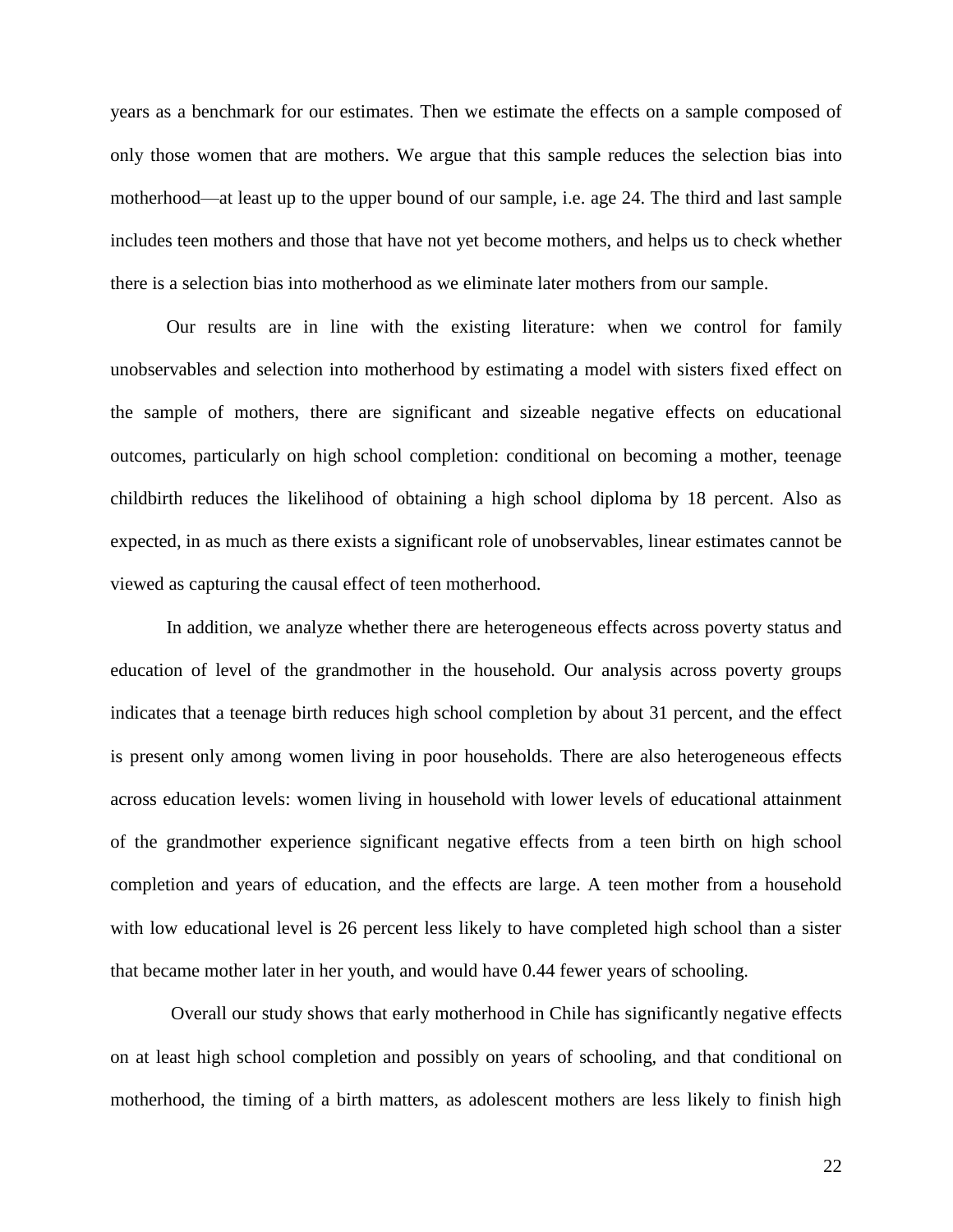years as a benchmark for our estimates. Then we estimate the effects on a sample composed of only those women that are mothers. We argue that this sample reduces the selection bias into motherhood—at least up to the upper bound of our sample, i.e. age 24. The third and last sample includes teen mothers and those that have not yet become mothers, and helps us to check whether there is a selection bias into motherhood as we eliminate later mothers from our sample.

Our results are in line with the existing literature: when we control for family unobservables and selection into motherhood by estimating a model with sisters fixed effect on the sample of mothers, there are significant and sizeable negative effects on educational outcomes, particularly on high school completion: conditional on becoming a mother, teenage childbirth reduces the likelihood of obtaining a high school diploma by 18 percent. Also as expected, in as much as there exists a significant role of unobservables, linear estimates cannot be viewed as capturing the causal effect of teen motherhood.

In addition, we analyze whether there are heterogeneous effects across poverty status and education of level of the grandmother in the household. Our analysis across poverty groups indicates that a teenage birth reduces high school completion by about 31 percent, and the effect is present only among women living in poor households. There are also heterogeneous effects across education levels: women living in household with lower levels of educational attainment of the grandmother experience significant negative effects from a teen birth on high school completion and years of education, and the effects are large. A teen mother from a household with low educational level is 26 percent less likely to have completed high school than a sister that became mother later in her youth, and would have 0.44 fewer years of schooling.

Overall our study shows that early motherhood in Chile has significantly negative effects on at least high school completion and possibly on years of schooling, and that conditional on motherhood, the timing of a birth matters, as adolescent mothers are less likely to finish high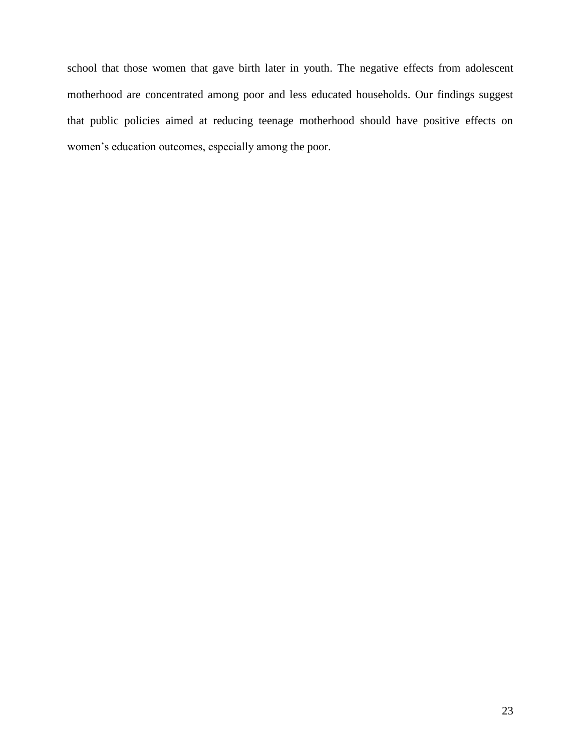school that those women that gave birth later in youth. The negative effects from adolescent motherhood are concentrated among poor and less educated households. Our findings suggest that public policies aimed at reducing teenage motherhood should have positive effects on women's education outcomes, especially among the poor.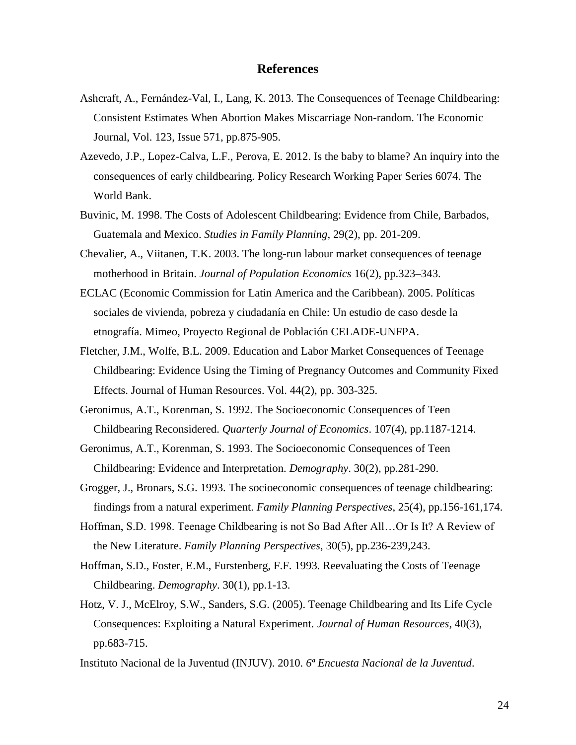## References

Ashcraft, A., Fernández-Val, I., Lang, K. 2013. The Consequences of Teenage Childbearing: Consistent Estimates When Abortion Makes Miscarriage Non-random. The Economic Journal, Vol. 123, Issue 571, pp.875-905.

Azevedo, J.P., Lopez-Calva, L.F., Perova, E. 2012. Is the baby to blame? An inquiry into the consequences of early childbearing. Policy Research Working Paper Series 6074. The World Bank.

Buvinic, M. 1998. The Costs of Adolescent Childbearing: Evidence from Chile, Barbados, Guatemala and Mexico. *Studies in Family Planning*, 29(2), pp. 201-209.

Chevalier, A., Viitanen, T.K. 2003. The long-run labour market consequences of teenage motherhood in Britain. *Journal of Population Economics* 16(2), pp.323–343.

ECLAC (Economic Commission for Latin America and the Caribbean). 2005. Políticas sociales de vivienda, pobreza y ciudadanía en Chile: Un estudio de caso desde la etnografía. Mimeo, Proyecto Regional de Población CELADE-UNFPA.

Fletcher, J.M., Wolfe, B.L. 2009. Education and Labor Market Consequences of Teenage Childbearing: Evidence Using the Timing of Pregnancy Outcomes and Community Fixed Effects. Journal of Human Resources. Vol. 44(2), pp. 303-325.

Geronimus, A.T., Korenman, S. 1992. The Socioeconomic Consequences of Teen Childbearing Reconsidered. *Quarterly Journal of Economics*. 107(4), pp.1187-1214.

Geronimus, A.T., Korenman, S. 1993. The Socioeconomic Consequences of Teen Childbearing: Evidence and Interpretation. *Demography*. 30(2), pp.281-290.

Grogger, J., Bronars, S.G. 1993. The socioeconomic consequences of teenage childbearing: findings from a natural experiment. *Family Planning Perspectives*, 25(4), pp.156-161,174.

Hoffman, S.D. 1998. Teenage Childbearing is not So Bad After All…Or Is It? A Review of the New Literature. *Family Planning Perspectives*, 30(5), pp.236-239,243.

Hoffman, S.D., Foster, E.M., Furstenberg, F.F. 1993. Reevaluating the Costs of Teenage Childbearing. *Demography*. 30(1), pp.1-13.

Hotz, V. J., McElroy, S.W., Sanders, S.G. (2005). Teenage Childbearing and Its Life Cycle Consequences: Exploiting a Natural Experiment. *Journal of Human Resources*, 40(3), pp.683-715.

Instituto Nacional de la Juventud (INJUV). 2010. *6ª Encuesta Nacional de la Juventud*.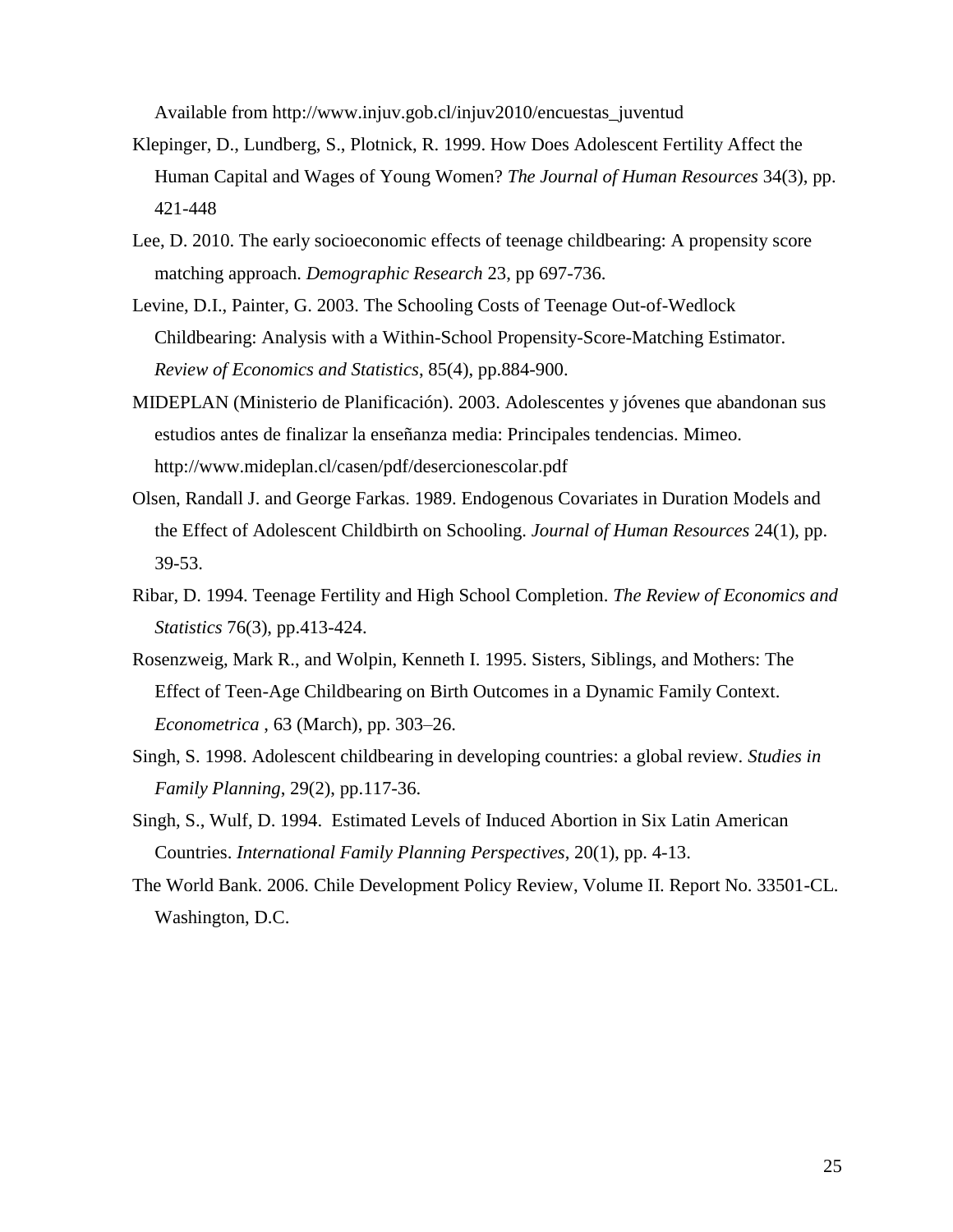Available from http://www.injuv.gob.cl/injuv2010/encuestas_juventud

Klepinger, D., Lundberg, S., Plotnick, R. 1999. How Does Adolescent Fertility Affect the Human Capital and Wages of Young Women? *The Journal of Human Resources* 34(3), pp. 421-448

Lee, D. 2010. The early socioeconomic effects of teenage childbearing: A propensity score matching approach. *Demographic Research* 23, pp 697-736.

Levine, D.I., Painter, G. 2003. The Schooling Costs of Teenage Out-of-Wedlock Childbearing: Analysis with a Within-School Propensity-Score-Matching Estimator. *Review of Economics and Statistics*, 85(4), pp.884-900.

MIDEPLAN (Ministerio de Planificación). 2003. Adolescentes y jóvenes que abandonan sus estudios antes de finalizar la enseñanza media: Principales tendencias. Mimeo. http://www.mideplan.cl/casen/pdf/desercionescolar.pdf

Olsen, Randall J. and George Farkas. 1989. Endogenous Covariates in Duration Models and the Effect of Adolescent Childbirth on Schooling. *Journal of Human Resources* 24(1), pp. 39-53.

Ribar, D. 1994. Teenage Fertility and High School Completion. *The Review of Economics and Statistics* 76(3), pp.413-424.

Rosenzweig, Mark R., and Wolpin, Kenneth I. 1995. Sisters, Siblings, and Mothers: The Effect of Teen-Age Childbearing on Birth Outcomes in a Dynamic Family Context. *Econometrica* , 63 (March), pp. 303–26.

Singh, S. 1998. Adolescent childbearing in developing countries: a global review. *Studies in Family Planning*, 29(2), pp.117-36.

Singh, S., Wulf, D. 1994. Estimated Levels of Induced Abortion in Six Latin American Countries. *International Family Planning Perspectives*, 20(1), pp. 4-13.

The World Bank. 2006. Chile Development Policy Review, Volume II. Report No. 33501-CL. Washington, D.C.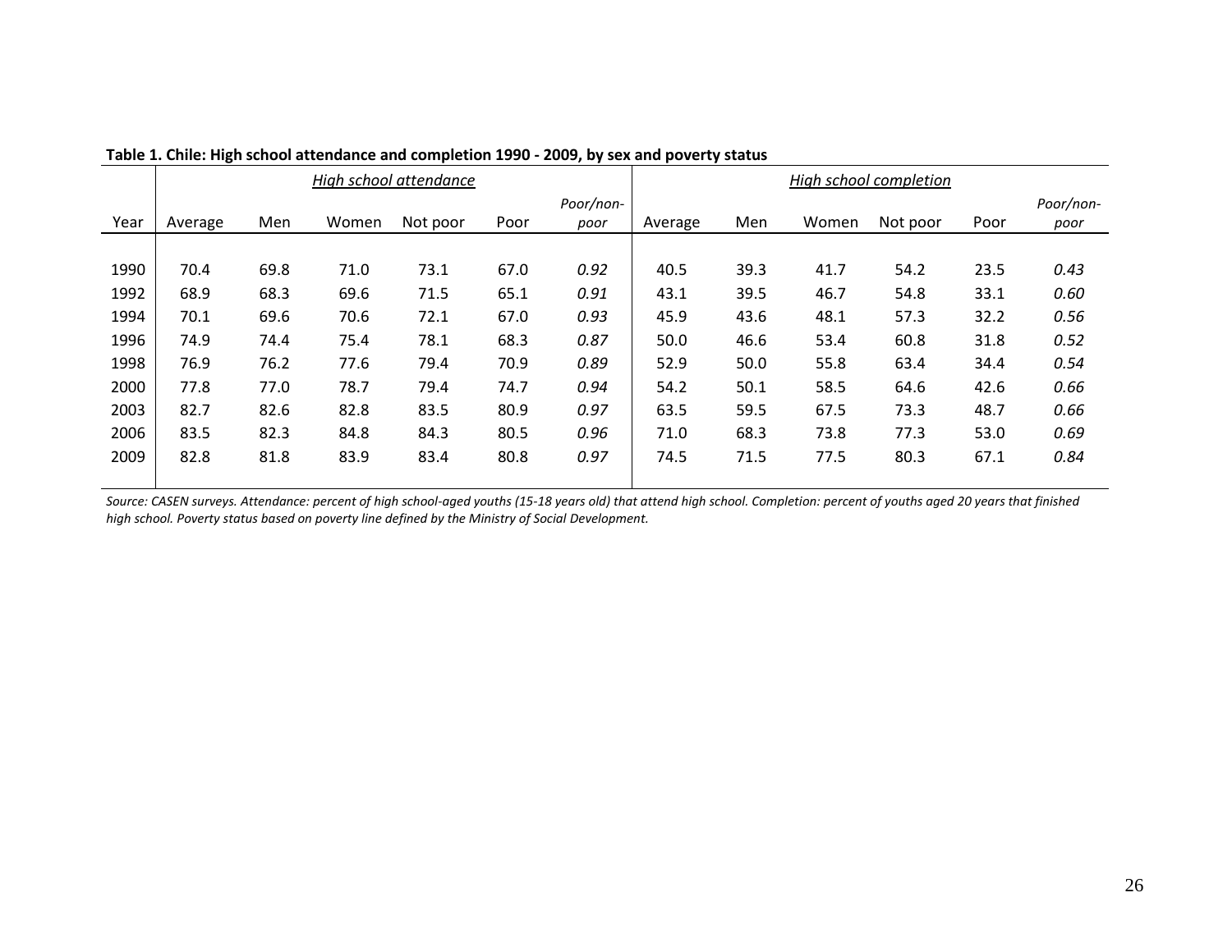**Table 1. Chile: High school attendance and completion 1990 - 2009, by sex and poverty status**

| | *High school attendance* | | | | | | *High school completion* | | | | | |
|---|---|---|---|---|---|---|---|---|---|---|---|---|
| Year | Average | Men | Women | Not poor | Poor | *Poor/non-poor* | Average | Men | Women | Not poor | Poor | *Poor/non-poor* |
| 1990 | 70.4 | 69.8 | 71.0 | 73.1 | 67.0 | *0.92* | 40.5 | 39.3 | 41.7 | 54.2 | 23.5 | *0.43* |
| 1992 | 68.9 | 68.3 | 69.6 | 71.5 | 65.1 | *0.91* | 43.1 | 39.5 | 46.7 | 54.8 | 33.1 | *0.60* |
| 1994 | 70.1 | 69.6 | 70.6 | 72.1 | 67.0 | *0.93* | 45.9 | 43.6 | 48.1 | 57.3 | 32.2 | *0.56* |
| 1996 | 74.9 | 74.4 | 75.4 | 78.1 | 68.3 | *0.87* | 50.0 | 46.6 | 53.4 | 60.8 | 31.8 | *0.52* |
| 1998 | 76.9 | 76.2 | 77.6 | 79.4 | 70.9 | *0.89* | 52.9 | 50.0 | 55.8 | 63.4 | 34.4 | *0.54* |
| 2000 | 77.8 | 77.0 | 78.7 | 79.4 | 74.7 | *0.94* | 54.2 | 50.1 | 58.5 | 64.6 | 42.6 | *0.66* |
| 2003 | 82.7 | 82.6 | 82.8 | 83.5 | 80.9 | *0.97* | 63.5 | 59.5 | 67.5 | 73.3 | 48.7 | *0.66* |
| 2006 | 83.5 | 82.3 | 84.8 | 84.3 | 80.5 | *0.96* | 71.0 | 68.3 | 73.8 | 77.3 | 53.0 | *0.69* |
| 2009 | 82.8 | 81.8 | 83.9 | 83.4 | 80.8 | *0.97* | 74.5 | 71.5 | 77.5 | 80.3 | 67.1 | *0.84* |

*Source: CASEN surveys. Attendance: percent of high school-aged youths (15-18 years old) that attend high school. Completion: percent of youths aged 20 years that finished high school. Poverty status based on poverty line defined by the Ministry of Social Development.*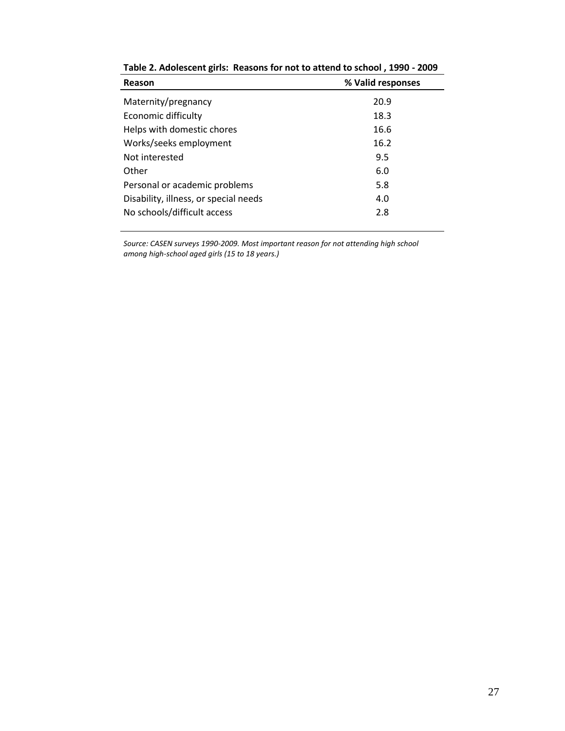**Table 2. Adolescent girls: Reasons for not to attend to school , 1990 - 2009**

| Reason | % Valid responses |
| --- | --- |
| Maternity/pregnancy | 20.9 |
| Economic difficulty | 18.3 |
| Helps with domestic chores | 16.6 |
| Works/seeks employment | 16.2 |
| Not interested | 9.5 |
| Other | 6.0 |
| Personal or academic problems | 5.8 |
| Disability, illness, or special needs | 4.0 |
| No schools/difficult access | 2.8 |

*Source: CASEN surveys 1990-2009. Most important reason for not attending high school among high-school aged girls (15 to 18 years.)*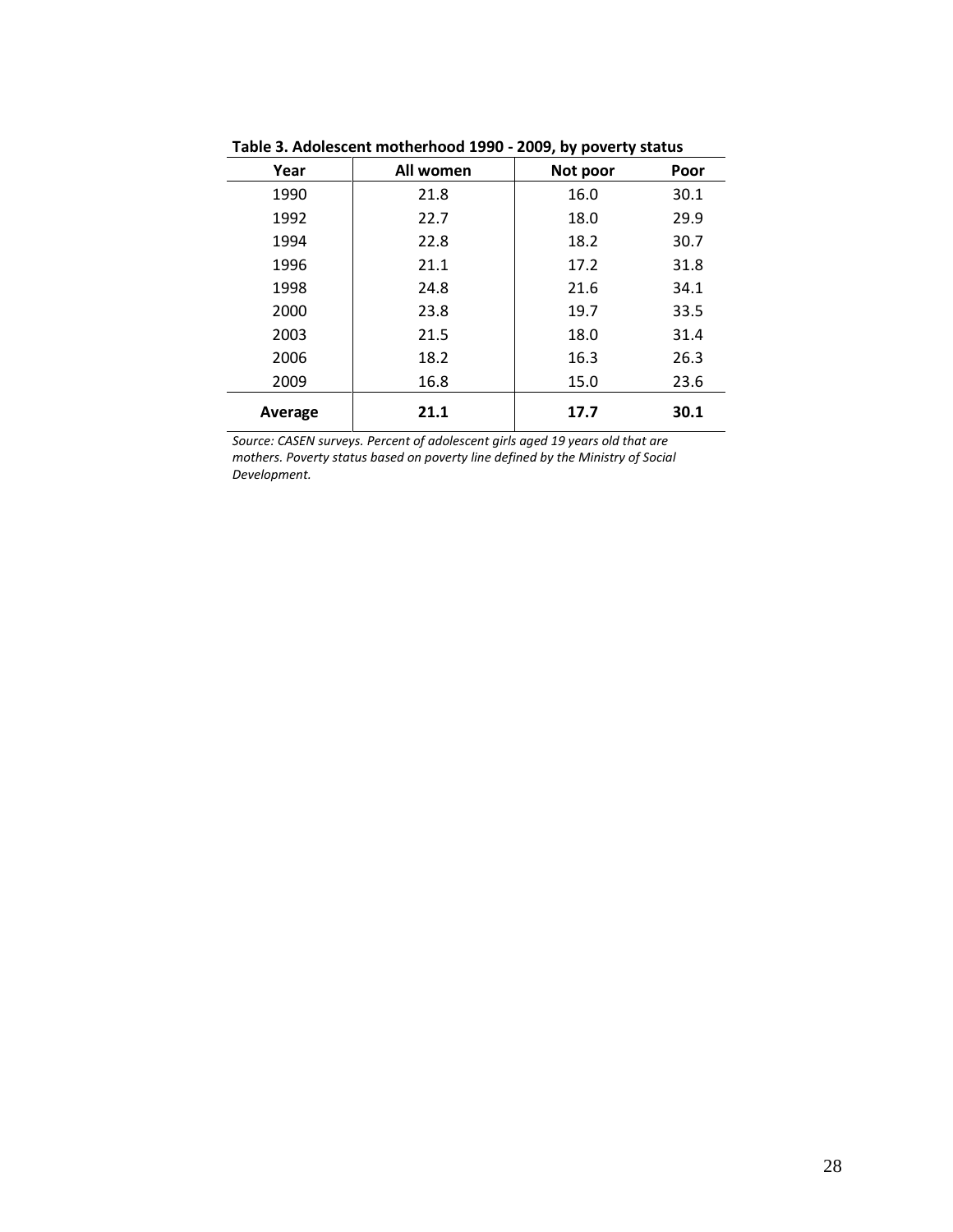**Table 3. Adolescent motherhood 1990 - 2009, by poverty status**

| Year | All women | Not poor | Poor |
|---|---|---|---|
| 1990 | 21.8 | 16.0 | 30.1 |
| 1992 | 22.7 | 18.0 | 29.9 |
| 1994 | 22.8 | 18.2 | 30.7 |
| 1996 | 21.1 | 17.2 | 31.8 |
| 1998 | 24.8 | 21.6 | 34.1 |
| 2000 | 23.8 | 19.7 | 33.5 |
| 2003 | 21.5 | 18.0 | 31.4 |
| 2006 | 18.2 | 16.3 | 26.3 |
| 2009 | 16.8 | 15.0 | 23.6 |
| **Average** | **21.1** | **17.7** | **30.1** |

*Source: CASEN surveys. Percent of adolescent girls aged 19 years old that are mothers. Poverty status based on poverty line defined by the Ministry of Social Development.*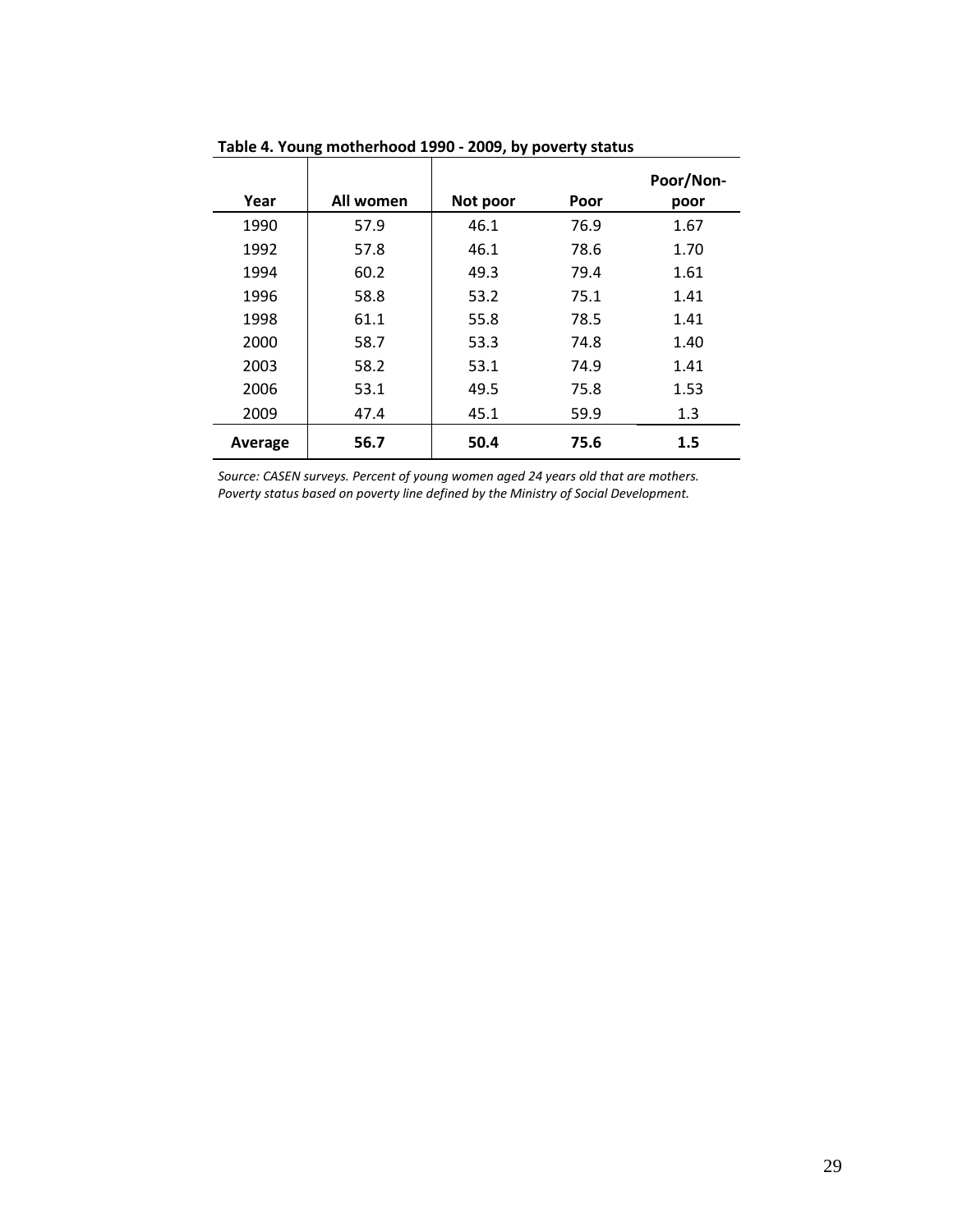**Table 4. Young motherhood 1990 - 2009, by poverty status**

| Year | All women | Not poor | Poor | Poor/Non-poor |
|---|---|---|---|---|
| 1990 | 57.9 | 46.1 | 76.9 | 1.67 |
| 1992 | 57.8 | 46.1 | 78.6 | 1.70 |
| 1994 | 60.2 | 49.3 | 79.4 | 1.61 |
| 1996 | 58.8 | 53.2 | 75.1 | 1.41 |
| 1998 | 61.1 | 55.8 | 78.5 | 1.41 |
| 2000 | 58.7 | 53.3 | 74.8 | 1.40 |
| 2003 | 58.2 | 53.1 | 74.9 | 1.41 |
| 2006 | 53.1 | 49.5 | 75.8 | 1.53 |
| 2009 | 47.4 | 45.1 | 59.9 | 1.3 |
| **Average** | **56.7** | **50.4** | **75.6** | **1.5** |

*Source: CASEN surveys. Percent of young women aged 24 years old that are mothers. Poverty status based on poverty line defined by the Ministry of Social Development.*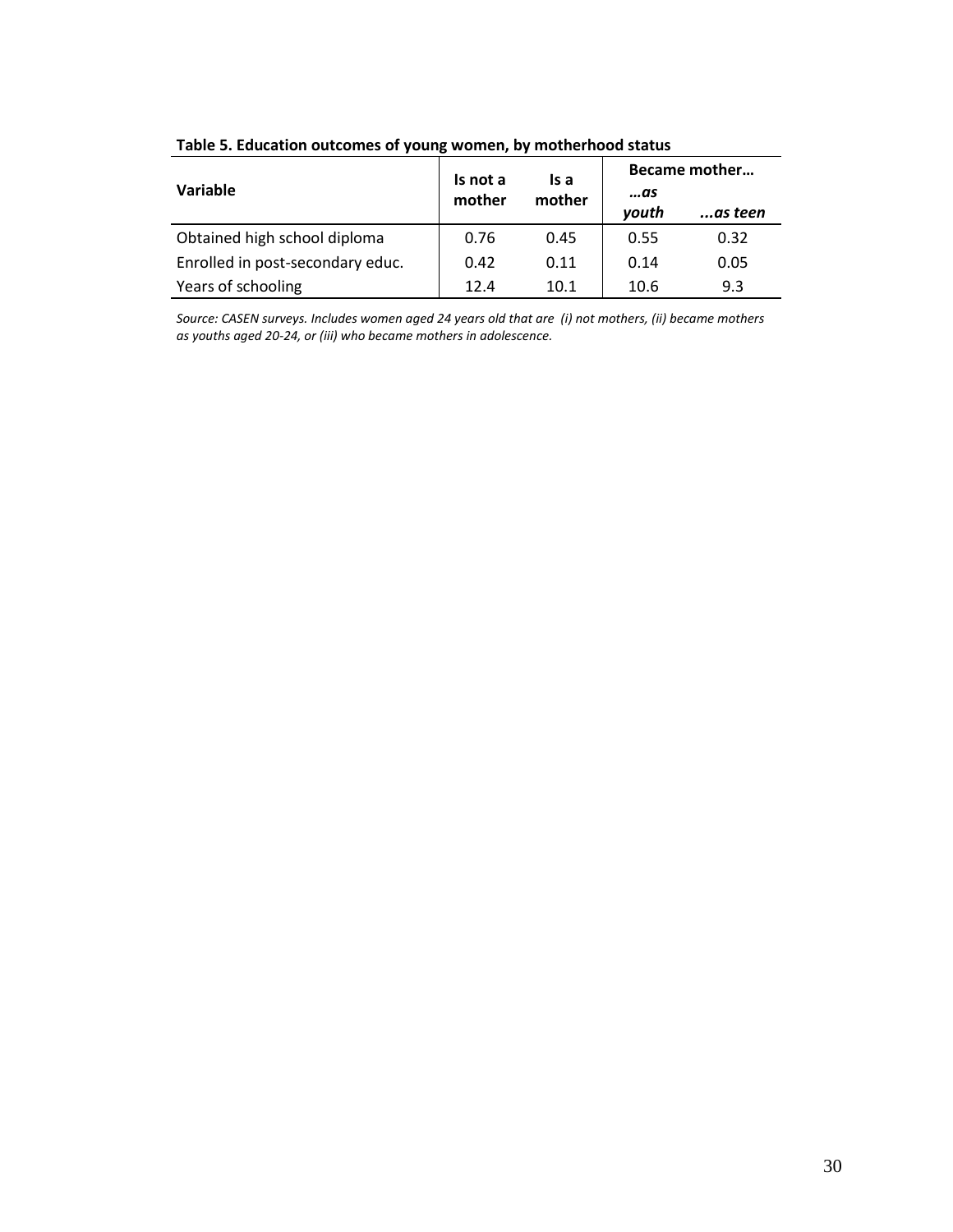**Table 5. Education outcomes of young women, by motherhood status**

| Variable | Is not a mother | Is a mother | Became mother… | |
|---|---|---|---|---|
| | | | *…as youth* | *...as teen* |
| Obtained high school diploma | 0.76 | 0.45 | 0.55 | 0.32 |
| Enrolled in post-secondary educ. | 0.42 | 0.11 | 0.14 | 0.05 |
| Years of schooling | 12.4 | 10.1 | 10.6 | 9.3 |

*Source: CASEN surveys. Includes women aged 24 years old that are (i) not mothers, (ii) became mothers as youths aged 20-24, or (iii) who became mothers in adolescence.*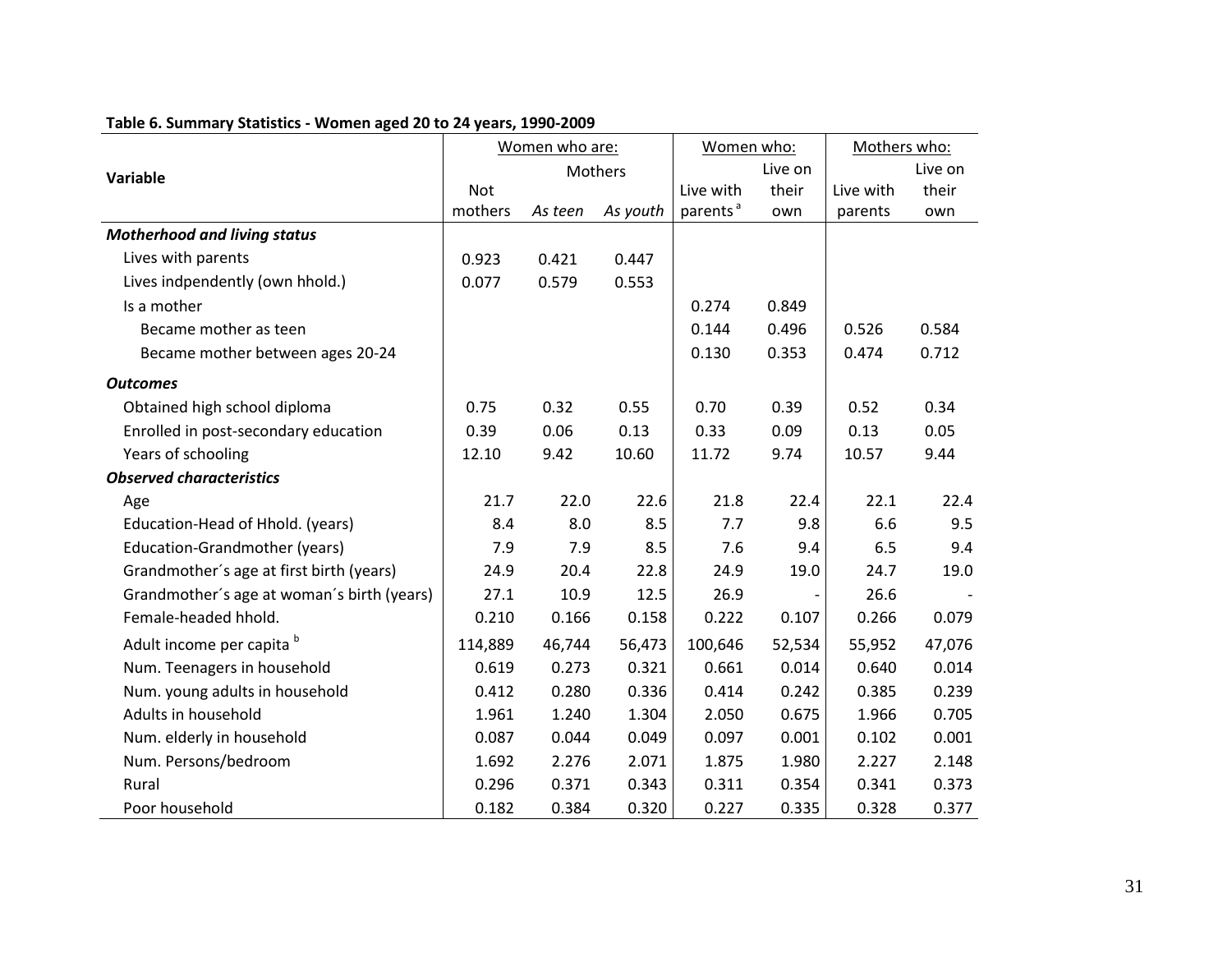**Table 6. Summary Statistics - Women aged 20 to 24 years, 1990-2009**

| Variable | Women who are: | | | Women who: | | Mothers who: | |
|---|---|---|---|---|---|---|---|
| | Not mothers | Mothers As teen | Mothers As youth | Live with parents [a] | Live on their own | Live with parents | Live on their own |
| ***Motherhood and living status*** | | | | | | | |
| Lives with parents | 0.923 | 0.421 | 0.447 | | | | |
| Lives indpendently (own hhold.) | 0.077 | 0.579 | 0.553 | | | | |
| Is a mother | | | | 0.274 | 0.849 | | |
| Became mother as teen | | | | 0.144 | 0.496 | 0.526 | 0.584 |
| Became mother between ages 20-24 | | | | 0.130 | 0.353 | 0.474 | 0.712 |
| ***Outcomes*** | | | | | | | |
| Obtained high school diploma | 0.75 | 0.32 | 0.55 | 0.70 | 0.39 | 0.52 | 0.34 |
| Enrolled in post-secondary education | 0.39 | 0.06 | 0.13 | 0.33 | 0.09 | 0.13 | 0.05 |
| Years of schooling | 12.10 | 9.42 | 10.60 | 11.72 | 9.74 | 10.57 | 9.44 |
| ***Observed characteristics*** | | | | | | | |
| Age | 21.7 | 22.0 | 22.6 | 21.8 | 22.4 | 22.1 | 22.4 |
| Education-Head of Hhold. (years) | 8.4 | 8.0 | 8.5 | 7.7 | 9.8 | 6.6 | 9.5 |
| Education-Grandmother (years) | 7.9 | 7.9 | 8.5 | 7.6 | 9.4 | 6.5 | 9.4 |
| Grandmother´s age at first birth (years) | 24.9 | 20.4 | 22.8 | 24.9 | 19.0 | 24.7 | 19.0 |
| Grandmother´s age at woman´s birth (years) | 27.1 | 10.9 | 12.5 | 26.9 | - | 26.6 | - |
| Female-headed hhold. | 0.210 | 0.166 | 0.158 | 0.222 | 0.107 | 0.266 | 0.079 |
| Adult income per capita [b] | 114,889 | 46,744 | 56,473 | 100,646 | 52,534 | 55,952 | 47,076 |
| Num. Teenagers in household | 0.619 | 0.273 | 0.321 | 0.661 | 0.014 | 0.640 | 0.014 |
| Num. young adults in household | 0.412 | 0.280 | 0.336 | 0.414 | 0.242 | 0.385 | 0.239 |
| Adults in household | 1.961 | 1.240 | 1.304 | 2.050 | 0.675 | 1.966 | 0.705 |
| Num. elderly in household | 0.087 | 0.044 | 0.049 | 0.097 | 0.001 | 0.102 | 0.001 |
| Num. Persons/bedroom | 1.692 | 2.276 | 2.071 | 1.875 | 1.980 | 2.227 | 2.148 |
| Rural | 0.296 | 0.371 | 0.343 | 0.311 | 0.354 | 0.341 | 0.373 |
| Poor household | 0.182 | 0.384 | 0.320 | 0.227 | 0.335 | 0.328 | 0.377 |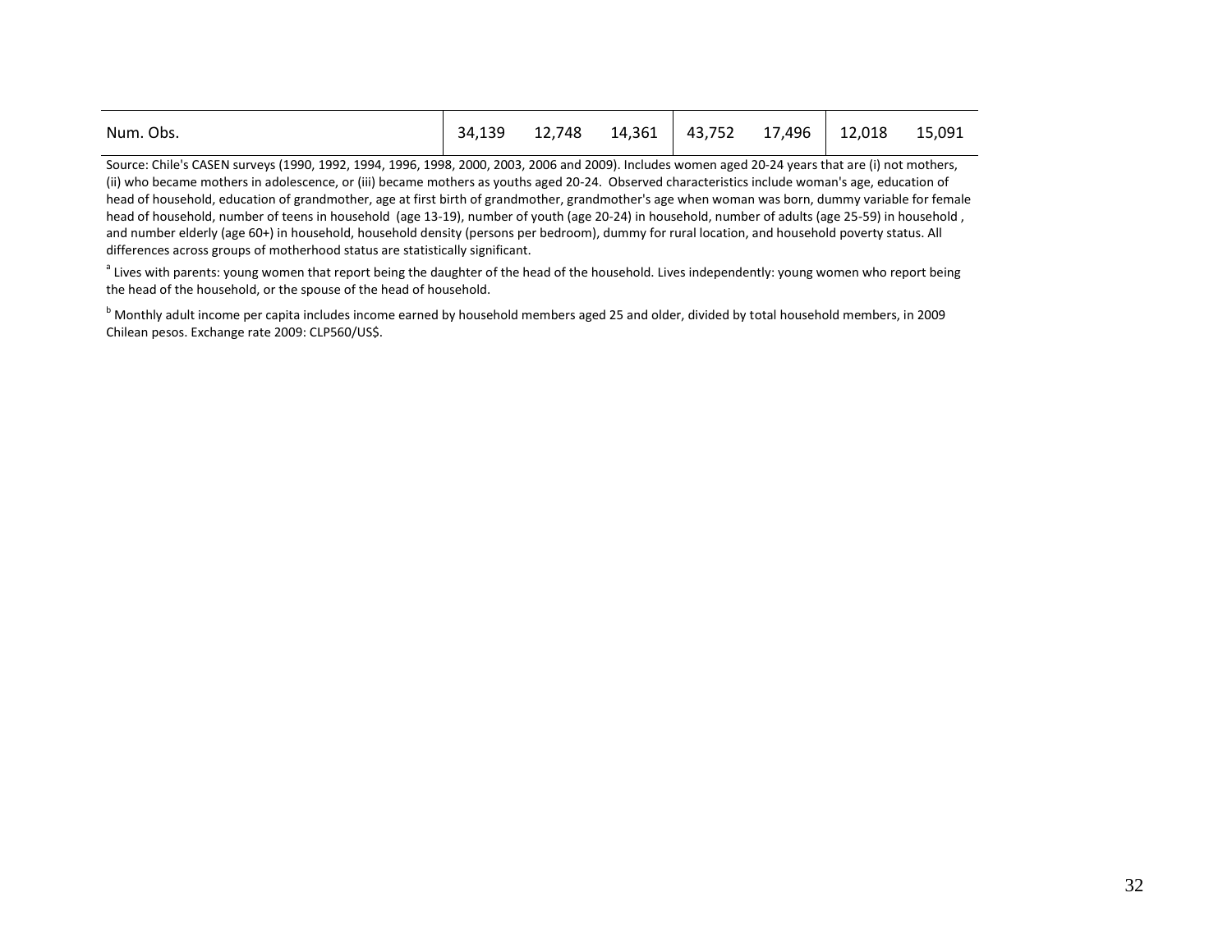| | | | | | | | |
|---|---|---|---|---|---|---|---|
| Num. Obs. | 34,139 | 12,748 | 14,361 | 43,752 | 17,496 | 12,018 | 15,091 |

Source: Chile's CASEN surveys (1990, 1992, 1994, 1996, 1998, 2000, 2003, 2006 and 2009). Includes women aged 20-24 years that are (i) not mothers, (ii) who became mothers in adolescence, or (iii) became mothers as youths aged 20-24. Observed characteristics include woman's age, education of head of household, education of grandmother, age at first birth of grandmother, grandmother's age when woman was born, dummy variable for female head of household, number of teens in household (age 13-19), number of youth (age 20-24) in household, number of adults (age 25-59) in household, and number elderly (age 60+) in household, household density (persons per bedroom), dummy for rural location, and household poverty status. All differences across groups of motherhood status are statistically significant.

[a] Lives with parents: young women that report being the daughter of the head of the household. Lives independently: young women who report being the head of the household, or the spouse of the head of household.

[b] Monthly adult income per capita includes income earned by household members aged 25 and older, divided by total household members, in 2009 Chilean pesos. Exchange rate 2009: CLP560/US$.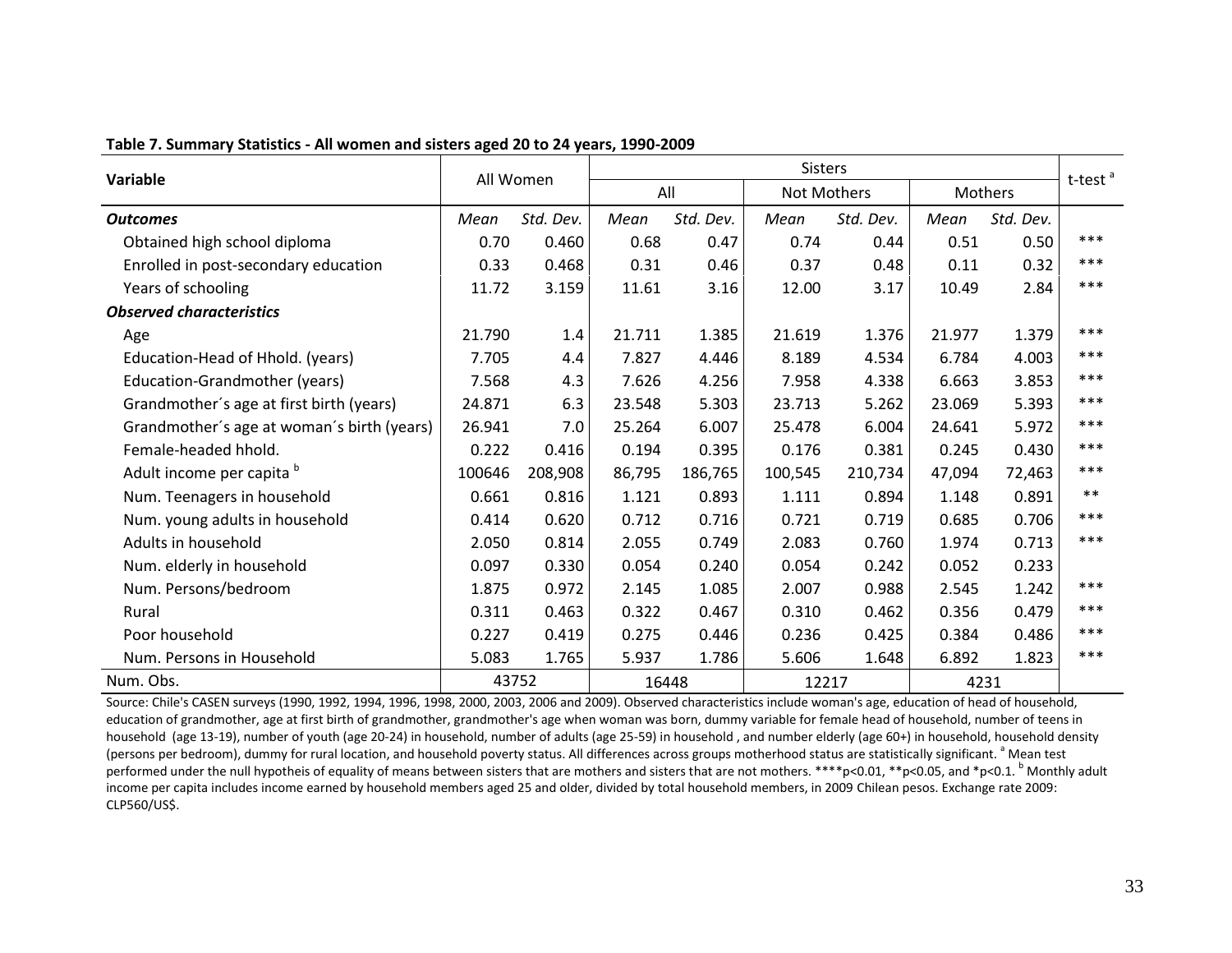**Table 7. Summary Statistics - All women and sisters aged 20 to 24 years, 1990-2009**

| Variable | All Women | | Sisters | | | | | | t-test [a] |
|---|---|---|---|---|---|---|---|---|---|
| | | | All | | Not Mothers | | Mothers | | |
| ***Outcomes*** | *Mean* | *Std. Dev.* | *Mean* | *Std. Dev.* | *Mean* | *Std. Dev.* | *Mean* | *Std. Dev.* | |
| Obtained high school diploma | 0.70 | 0.460 | 0.68 | 0.47 | 0.74 | 0.44 | 0.51 | 0.50 | *** |
| Enrolled in post-secondary education | 0.33 | 0.468 | 0.31 | 0.46 | 0.37 | 0.48 | 0.11 | 0.32 | *** |
| Years of schooling | 11.72 | 3.159 | 11.61 | 3.16 | 12.00 | 3.17 | 10.49 | 2.84 | *** |
| ***Observed characteristics*** | | | | | | | | | |
| Age | 21.790 | 1.4 | 21.711 | 1.385 | 21.619 | 1.376 | 21.977 | 1.379 | *** |
| Education-Head of Hhold. (years) | 7.705 | 4.4 | 7.827 | 4.446 | 8.189 | 4.534 | 6.784 | 4.003 | *** |
| Education-Grandmother (years) | 7.568 | 4.3 | 7.626 | 4.256 | 7.958 | 4.338 | 6.663 | 3.853 | *** |
| Grandmother´s age at first birth (years) | 24.871 | 6.3 | 23.548 | 5.303 | 23.713 | 5.262 | 23.069 | 5.393 | *** |
| Grandmother´s age at woman´s birth (years) | 26.941 | 7.0 | 25.264 | 6.007 | 25.478 | 6.004 | 24.641 | 5.972 | *** |
| Female-headed hhold. | 0.222 | 0.416 | 0.194 | 0.395 | 0.176 | 0.381 | 0.245 | 0.430 | *** |
| Adult income per capita [b] | 100646 | 208,908 | 86,795 | 186,765 | 100,545 | 210,734 | 47,094 | 72,463 | *** |
| Num. Teenagers in household | 0.661 | 0.816 | 1.121 | 0.893 | 1.111 | 0.894 | 1.148 | 0.891 | ** |
| Num. young adults in household | 0.414 | 0.620 | 0.712 | 0.716 | 0.721 | 0.719 | 0.685 | 0.706 | *** |
| Adults in household | 2.050 | 0.814 | 2.055 | 0.749 | 2.083 | 0.760 | 1.974 | 0.713 | *** |
| Num. elderly in household | 0.097 | 0.330 | 0.054 | 0.240 | 0.054 | 0.242 | 0.052 | 0.233 | |
| Num. Persons/bedroom | 1.875 | 0.972 | 2.145 | 1.085 | 2.007 | 0.988 | 2.545 | 1.242 | *** |
| Rural | 0.311 | 0.463 | 0.322 | 0.467 | 0.310 | 0.462 | 0.356 | 0.479 | *** |
| Poor household | 0.227 | 0.419 | 0.275 | 0.446 | 0.236 | 0.425 | 0.384 | 0.486 | *** |
| Num. Persons in Household | 5.083 | 1.765 | 5.937 | 1.786 | 5.606 | 1.648 | 6.892 | 1.823 | *** |
| Num. Obs. | 43752 | | 16448 | | 12217 | | 4231 | | |

Source: Chile's CASEN surveys (1990, 1992, 1994, 1996, 1998, 2000, 2003, 2006 and 2009). Observed characteristics include woman's age, education of head of household, education of grandmother, age at first birth of grandmother, grandmother's age when woman was born, dummy variable for female head of household, number of teens in household (age 13-19), number of youth (age 20-24) in household, number of adults (age 25-59) in household , and number elderly (age 60+) in household, household density (persons per bedroom), dummy for rural location, and household poverty status. All differences across groups motherhood status are statistically significant. [a] Mean test performed under the null hypotheis of equality of means between sisters that are mothers and sisters that are not mothers. ****p<0.01, **p<0.05, and *p<0.1. [b] Monthly adult income per capita includes income earned by household members aged 25 and older, divided by total household members, in 2009 Chilean pesos. Exchange rate 2009: CLP560/US$.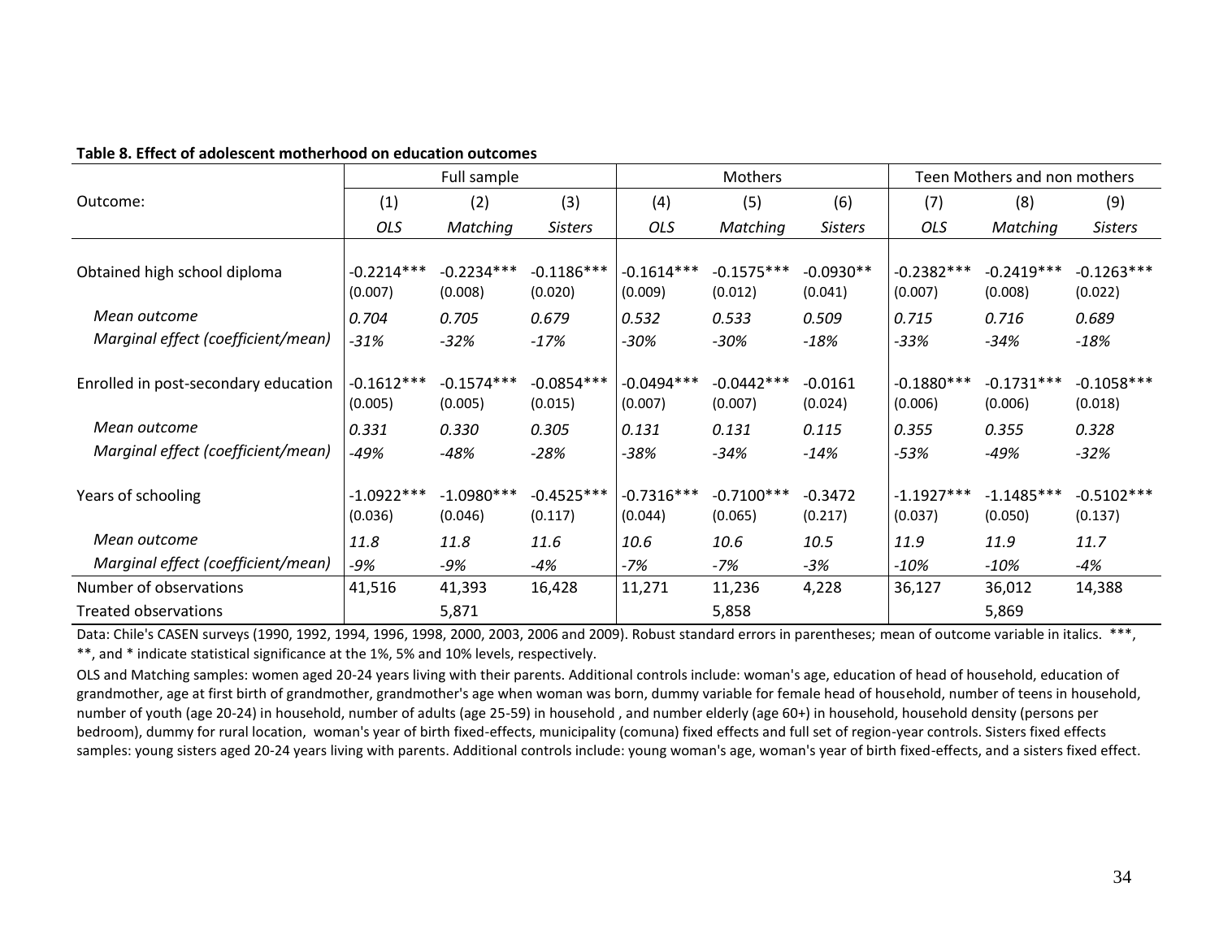**Table 8. Effect of adolescent motherhood on education outcomes**

| | Full sample | | | Mothers | | | Teen Mothers and non mothers | | |
|---|---|---|---|---|---|---|---|---|---|
| Outcome: | (1) | (2) | (3) | (4) | (5) | (6) | (7) | (8) | (9) |
| | *OLS* | *Matching* | *Sisters* | *OLS* | *Matching* | *Sisters* | *OLS* | *Matching* | *Sisters* |
| Obtained high school diploma | -0.2214*** | -0.2234*** | -0.1186*** | -0.1614*** | -0.1575*** | -0.0930** | -0.2382*** | -0.2419*** | -0.1263*** |
| | (0.007) | (0.008) | (0.020) | (0.009) | (0.012) | (0.041) | (0.007) | (0.008) | (0.022) |
| *Mean outcome* | *0.704* | *0.705* | *0.679* | *0.532* | *0.533* | *0.509* | *0.715* | *0.716* | *0.689* |
| *Marginal effect (coefficient/mean)* | *-31%* | *-32%* | *-17%* | *-30%* | *-30%* | *-18%* | *-33%* | *-34%* | *-18%* |
| Enrolled in post-secondary education | -0.1612*** | -0.1574*** | -0.0854*** | -0.0494*** | -0.0442*** | -0.0161 | -0.1880*** | -0.1731*** | -0.1058*** |
| | (0.005) | (0.005) | (0.015) | (0.007) | (0.007) | (0.024) | (0.006) | (0.006) | (0.018) |
| *Mean outcome* | *0.331* | *0.330* | *0.305* | *0.131* | *0.131* | *0.115* | *0.355* | *0.355* | *0.328* |
| *Marginal effect (coefficient/mean)* | *-49%* | *-48%* | *-28%* | *-38%* | *-34%* | *-14%* | *-53%* | *-49%* | *-32%* |
| Years of schooling | -1.0922*** | -1.0980*** | -0.4525*** | -0.7316*** | -0.7100*** | -0.3472 | -1.1927*** | -1.1485*** | -0.5102*** |
| | (0.036) | (0.046) | (0.117) | (0.044) | (0.065) | (0.217) | (0.037) | (0.050) | (0.137) |
| *Mean outcome* | *11.8* | *11.8* | *11.6* | *10.6* | *10.6* | *10.5* | *11.9* | *11.9* | *11.7* |
| *Marginal effect (coefficient/mean)* | *-9%* | *-9%* | *-4%* | *-7%* | *-7%* | *-3%* | *-10%* | *-10%* | *-4%* |
| Number of observations | 41,516 | 41,393 | 16,428 | 11,271 | 11,236 | 4,228 | 36,127 | 36,012 | 14,388 |
| Treated observations | | 5,871 | | | 5,858 | | | 5,869 | |

Data: Chile's CASEN surveys (1990, 1992, 1994, 1996, 1998, 2000, 2003, 2006 and 2009). Robust standard errors in parentheses; mean of outcome variable in italics. ***, **, and * indicate statistical significance at the 1%, 5% and 10% levels, respectively.

OLS and Matching samples: women aged 20-24 years living with their parents. Additional controls include: woman's age, education of head of household, education of grandmother, age at first birth of grandmother, grandmother's age when woman was born, dummy variable for female head of household, number of teens in household, number of youth (age 20-24) in household, number of adults (age 25-59) in household , and number elderly (age 60+) in household, household density (persons per bedroom), dummy for rural location, woman's year of birth fixed-effects, municipality (comuna) fixed effects and full set of region-year controls. Sisters fixed effects samples: young sisters aged 20-24 years living with parents. Additional controls include: young woman's age, woman's year of birth fixed-effects, and a sisters fixed effect.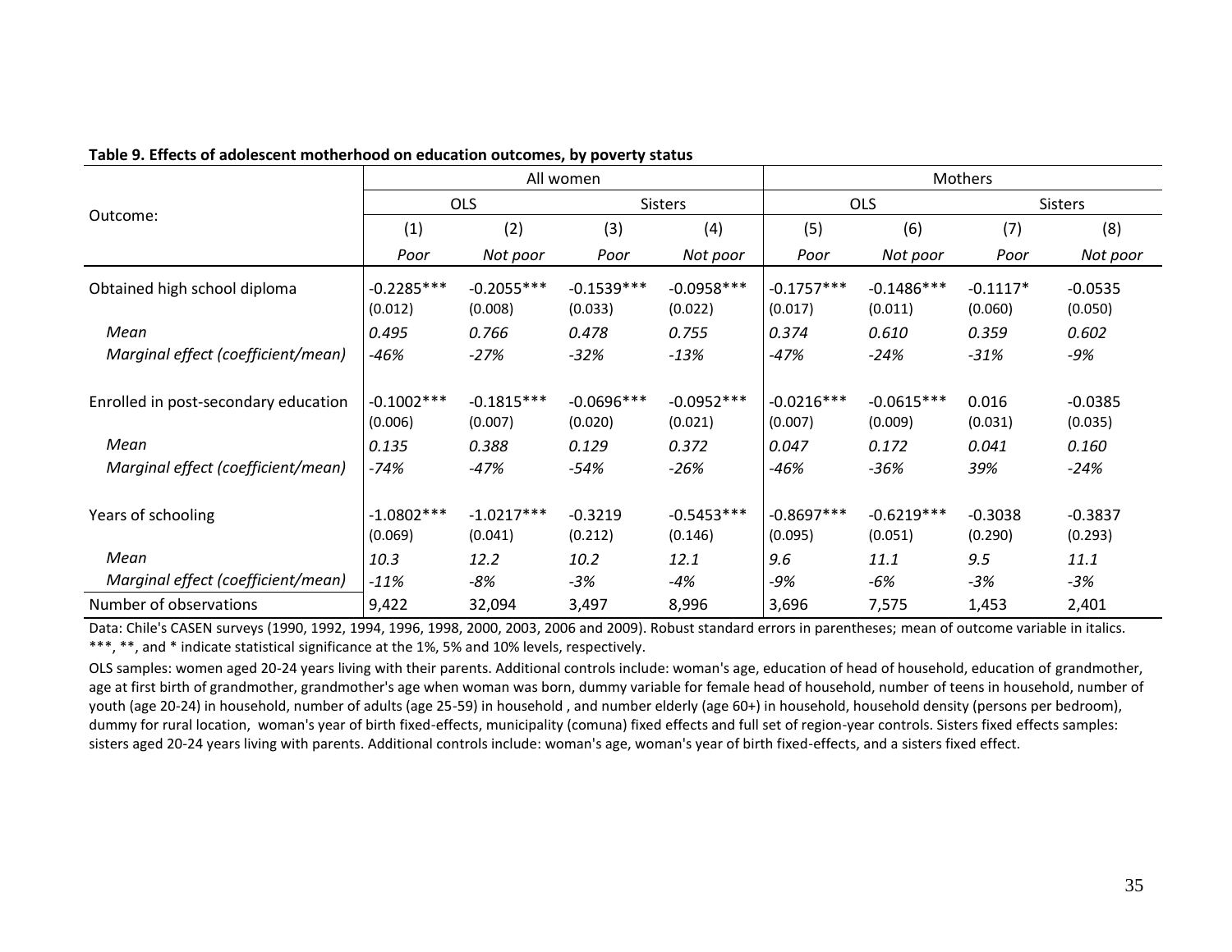**Table 9. Effects of adolescent motherhood on education outcomes, by poverty status**

| Outcome: | All women | | | | Mothers | | | |
|---|---|---|---|---|---|---|---|---|
| | OLS | | Sisters | | OLS | | Sisters | |
| | (1) | (2) | (3) | (4) | (5) | (6) | (7) | (8) |
| | *Poor* | *Not poor* | *Poor* | *Not poor* | *Poor* | *Not poor* | *Poor* | *Not poor* |
| Obtained high school diploma | -0.2285*** | -0.2055*** | -0.1539*** | -0.0958*** | -0.1757*** | -0.1486*** | -0.1117* | -0.0535 |
| | (0.012) | (0.008) | (0.033) | (0.022) | (0.017) | (0.011) | (0.060) | (0.050) |
| *Mean* | *0.495* | *0.766* | *0.478* | *0.755* | *0.374* | *0.610* | *0.359* | *0.602* |
| *Marginal effect (coefficient/mean)* | *-46%* | *-27%* | *-32%* | *-13%* | *-47%* | *-24%* | *-31%* | *-9%* |
| Enrolled in post-secondary education | -0.1002*** | -0.1815*** | -0.0696*** | -0.0952*** | -0.0216*** | -0.0615*** | 0.016 | -0.0385 |
| | (0.006) | (0.007) | (0.020) | (0.021) | (0.007) | (0.009) | (0.031) | (0.035) |
| *Mean* | *0.135* | *0.388* | *0.129* | *0.372* | *0.047* | *0.172* | *0.041* | *0.160* |
| *Marginal effect (coefficient/mean)* | *-74%* | *-47%* | *-54%* | *-26%* | *-46%* | *-36%* | *39%* | *-24%* |
| Years of schooling | -1.0802*** | -1.0217*** | -0.3219 | -0.5453*** | -0.8697*** | -0.6219*** | -0.3038 | -0.3837 |
| | (0.069) | (0.041) | (0.212) | (0.146) | (0.095) | (0.051) | (0.290) | (0.293) |
| *Mean* | *10.3* | *12.2* | *10.2* | *12.1* | *9.6* | *11.1* | *9.5* | *11.1* |
| *Marginal effect (coefficient/mean)* | *-11%* | *-8%* | *-3%* | *-4%* | *-9%* | *-6%* | *-3%* | *-3%* |
| Number of observations | 9,422 | 32,094 | 3,497 | 8,996 | 3,696 | 7,575 | 1,453 | 2,401 |

Data: Chile's CASEN surveys (1990, 1992, 1994, 1996, 1998, 2000, 2003, 2006 and 2009). Robust standard errors in parentheses; mean of outcome variable in italics. ***, **, and * indicate statistical significance at the 1%, 5% and 10% levels, respectively.

OLS samples: women aged 20-24 years living with their parents. Additional controls include: woman's age, education of head of household, education of grandmother, age at first birth of grandmother, grandmother's age when woman was born, dummy variable for female head of household, number of teens in household, number of youth (age 20-24) in household, number of adults (age 25-59) in household , and number elderly (age 60+) in household, household density (persons per bedroom), dummy for rural location, woman's year of birth fixed-effects, municipality (comuna) fixed effects and full set of region-year controls. Sisters fixed effects samples: sisters aged 20-24 years living with parents. Additional controls include: woman's age, woman's year of birth fixed-effects, and a sisters fixed effect.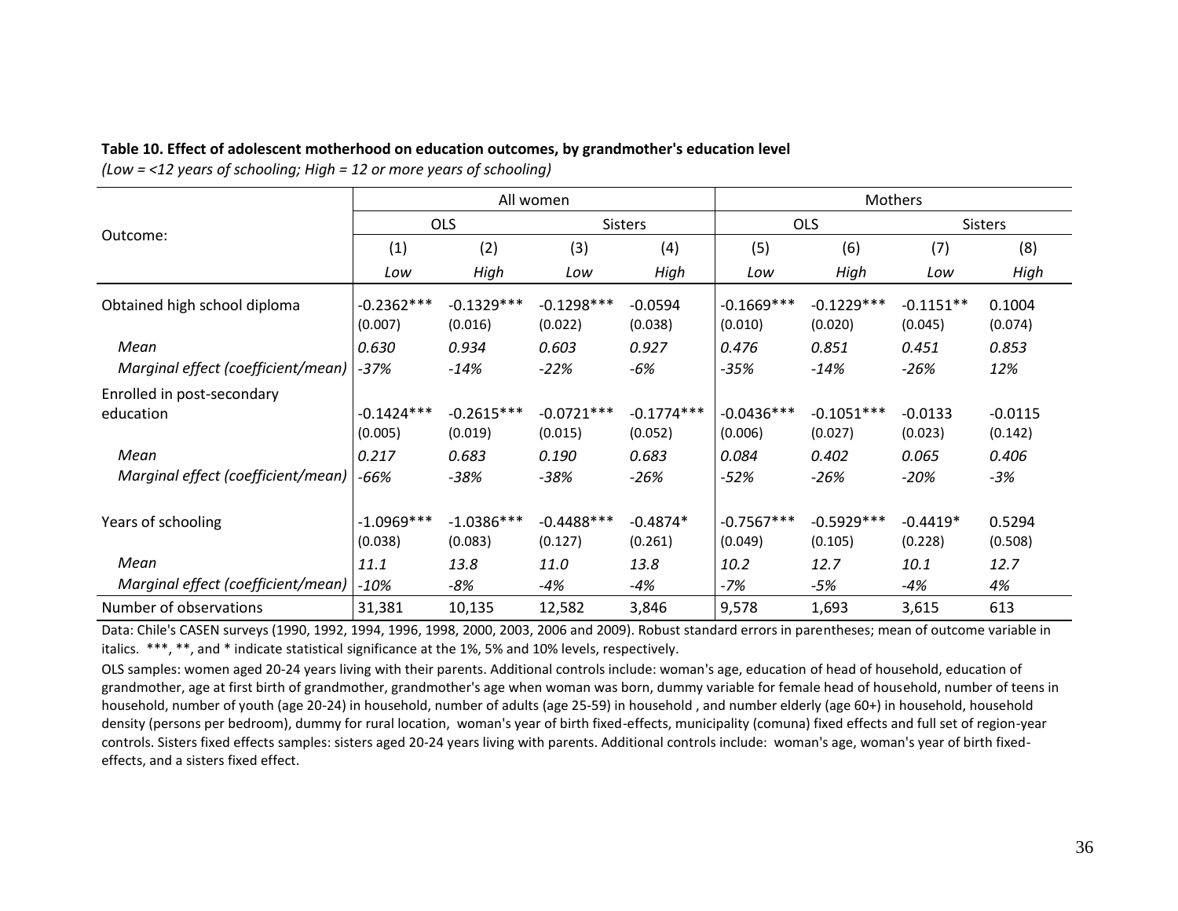**Table 10. Effect of adolescent motherhood on education outcomes, by grandmother's education level**

*(Low = <12 years of schooling; High = 12 or more years of schooling)*

| Outcome: | All women | | | | Mothers | | | |
|---|---|---|---|---|---|---|---|---|
| | OLS | | Sisters | | OLS | | Sisters | |
| | (1) | (2) | (3) | (4) | (5) | (6) | (7) | (8) |
| | *Low* | *High* | *Low* | *High* | *Low* | *High* | *Low* | *High* |
| Obtained high school diploma | -0.2362*** | -0.1329*** | -0.1298*** | -0.0594 | -0.1669*** | -0.1229*** | -0.1151** | 0.1004 |
| | (0.007) | (0.016) | (0.022) | (0.038) | (0.010) | (0.020) | (0.045) | (0.074) |
| *Mean* | *0.630* | *0.934* | *0.603* | *0.927* | *0.476* | *0.851* | *0.451* | *0.853* |
| *Marginal effect (coefficient/mean)* | *-37%* | *-14%* | *-22%* | *-6%* | *-35%* | *-14%* | *-26%* | *12%* |
| Enrolled in post-secondary education | -0.1424*** | -0.2615*** | -0.0721*** | -0.1774*** | -0.0436*** | -0.1051*** | -0.0133 | -0.0115 |
| | (0.005) | (0.019) | (0.015) | (0.052) | (0.006) | (0.027) | (0.023) | (0.142) |
| *Mean* | *0.217* | *0.683* | *0.190* | *0.683* | *0.084* | *0.402* | *0.065* | *0.406* |
| *Marginal effect (coefficient/mean)* | *-66%* | *-38%* | *-38%* | *-26%* | *-52%* | *-26%* | *-20%* | *-3%* |
| Years of schooling | -1.0969*** | -1.0386*** | -0.4488*** | -0.4874* | -0.7567*** | -0.5929*** | -0.4419* | 0.5294 |
| | (0.038) | (0.083) | (0.127) | (0.261) | (0.049) | (0.105) | (0.228) | (0.508) |
| *Mean* | *11.1* | *13.8* | *11.0* | *13.8* | *10.2* | *12.7* | *10.1* | *12.7* |
| *Marginal effect (coefficient/mean)* | *-10%* | *-8%* | *-4%* | *-4%* | *-7%* | *-5%* | *-4%* | *4%* |
| Number of observations | 31,381 | 10,135 | 12,582 | 3,846 | 9,578 | 1,693 | 3,615 | 613 |

Data: Chile's CASEN surveys (1990, 1992, 1994, 1996, 1998, 2000, 2003, 2006 and 2009). Robust standard errors in parentheses; mean of outcome variable in italics. ***, **, and * indicate statistical significance at the 1%, 5% and 10% levels, respectively.

OLS samples: women aged 20-24 years living with their parents. Additional controls include: woman's age, education of head of household, education of grandmother, age at first birth of grandmother, grandmother's age when woman was born, dummy variable for female head of household, number of teens in household, number of youth (age 20-24) in household, number of adults (age 25-59) in household , and number elderly (age 60+) in household, household density (persons per bedroom), dummy for rural location, woman's year of birth fixed-effects, municipality (comuna) fixed effects and full set of region-year controls. Sisters fixed effects samples: sisters aged 20-24 years living with parents. Additional controls include: woman's age, woman's year of birth fixed-effects, and a sisters fixed effect.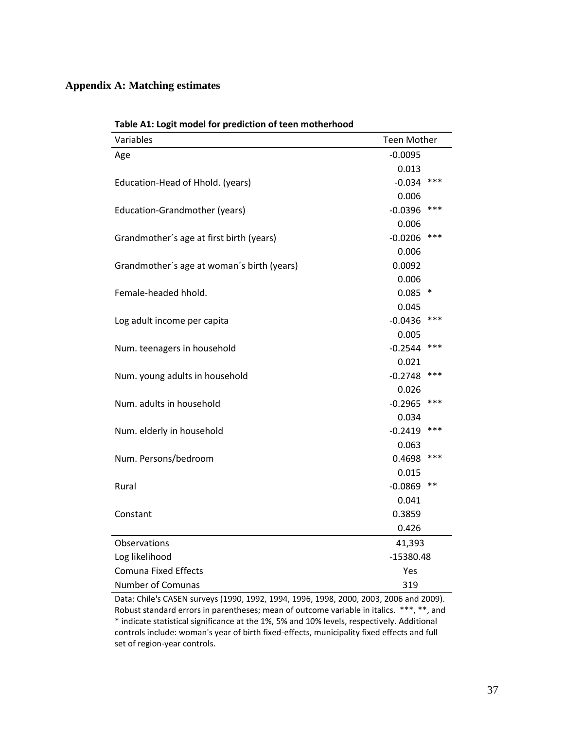## Appendix A: Matching estimates

**Table A1: Logit model for prediction of teen motherhood**

| Variables | Teen Mother | |
|---|---|---|
| Age | -0.0095 | |
| | 0.013 | |
| Education-Head of Hhold. (years) | -0.034 | *** |
| | 0.006 | |
| Education-Grandmother (years) | -0.0396 | *** |
| | 0.006 | |
| Grandmother´s age at first birth (years) | -0.0206 | *** |
| | 0.006 | |
| Grandmother´s age at woman´s birth (years) | 0.0092 | |
| | 0.006 | |
| Female-headed hhold. | 0.085 | * |
| | 0.045 | |
| Log adult income per capita | -0.0436 | *** |
| | 0.005 | |
| Num. teenagers in household | -0.2544 | *** |
| | 0.021 | |
| Num. young adults in household | -0.2748 | *** |
| | 0.026 | |
| Num. adults in household | -0.2965 | *** |
| | 0.034 | |
| Num. elderly in household | -0.2419 | *** |
| | 0.063 | |
| Num. Persons/bedroom | 0.4698 | *** |
| | 0.015 | |
| Rural | -0.0869 | ** |
| | 0.041 | |
| Constant | 0.3859 | |
| | 0.426 | |
| Observations | 41,393 | |
| Log likelihood | -15380.48 | |
| Comuna Fixed Effects | Yes | |
| Number of Comunas | 319 | |

Data: Chile's CASEN surveys (1990, 1992, 1994, 1996, 1998, 2000, 2003, 2006 and 2009). Robust standard errors in parentheses; mean of outcome variable in italics. ***, **, and * indicate statistical significance at the 1%, 5% and 10% levels, respectively. Additional controls include: woman's year of birth fixed-effects, municipality fixed effects and full set of region-year controls.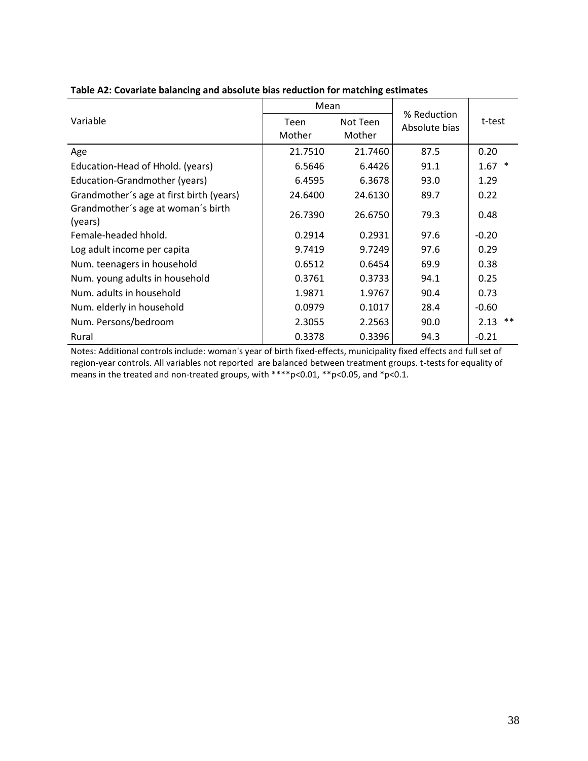**Table A2: Covariate balancing and absolute bias reduction for matching estimates**

| Variable | Mean | | % Reduction Absolute bias | t-test |
|---|---|---|---|---|
| | Teen Mother | Not Teen Mother | | |
| Age | 21.7510 | 21.7460 | 87.5 | 0.20 |
| Education-Head of Hhold. (years) | 6.5646 | 6.4426 | 91.1 | 1.67 * |
| Education-Grandmother (years) | 6.4595 | 6.3678 | 93.0 | 1.29 |
| Grandmother´s age at first birth (years) | 24.6400 | 24.6130 | 89.7 | 0.22 |
| Grandmother´s age at woman´s birth (years) | 26.7390 | 26.6750 | 79.3 | 0.48 |
| Female-headed hhold. | 0.2914 | 0.2931 | 97.6 | -0.20 |
| Log adult income per capita | 9.7419 | 9.7249 | 97.6 | 0.29 |
| Num. teenagers in household | 0.6512 | 0.6454 | 69.9 | 0.38 |
| Num. young adults in household | 0.3761 | 0.3733 | 94.1 | 0.25 |
| Num. adults in household | 1.9871 | 1.9767 | 90.4 | 0.73 |
| Num. elderly in household | 0.0979 | 0.1017 | 28.4 | -0.60 |
| Num. Persons/bedroom | 2.3055 | 2.2563 | 90.0 | 2.13 ** |
| Rural | 0.3378 | 0.3396 | 94.3 | -0.21 |

Notes: Additional controls include: woman's year of birth fixed-effects, municipality fixed effects and full set of region-year controls. All variables not reported are balanced between treatment groups. t-tests for equality of means in the treated and non-treated groups, with ****p<0.01, **p<0.05, and *p<0.1.